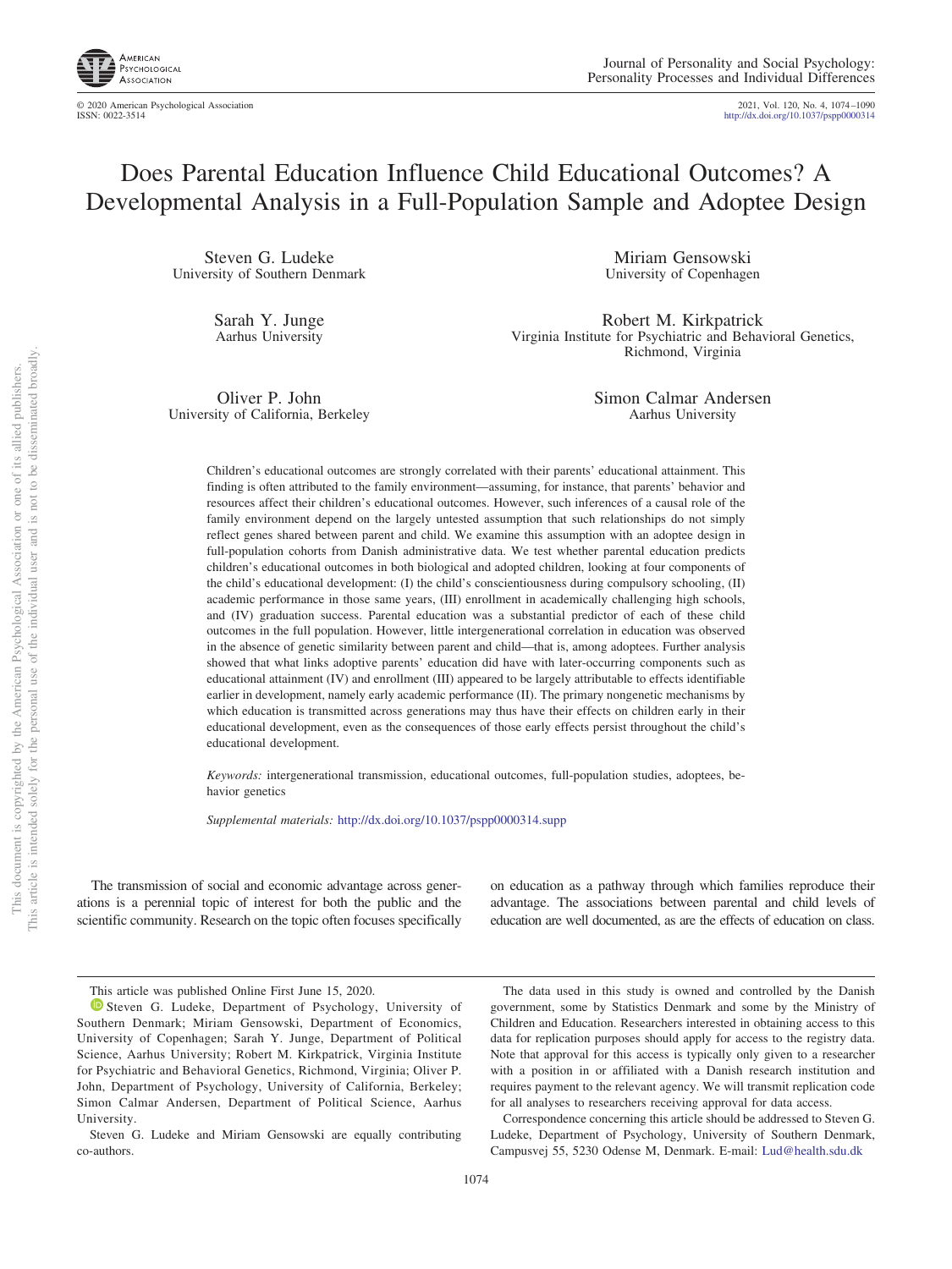# Does Parental Education Influence Child Educational Outcomes? A Developmental Analysis in a Full-Population Sample and Adoptee Design

Steven G. Ludeke
University of Southern Denmark

Miriam Gensowski
University of Copenhagen

Sarah Y. Junge
Aarhus University

Robert M. Kirkpatrick
Virginia Institute for Psychiatric and Behavioral Genetics, Richmond, Virginia

Oliver P. John
University of California, Berkeley

Simon Calmar Andersen
Aarhus University

Children's educational outcomes are strongly correlated with their parents' educational attainment. This finding is often attributed to the family environment—assuming, for instance, that parents' behavior and resources affect their children's educational outcomes. However, such inferences of a causal role of the family environment depend on the largely untested assumption that such relationships do not simply reflect genes shared between parent and child. We examine this assumption with an adoptee design in full-population cohorts from Danish administrative data. We test whether parental education predicts children's educational outcomes in both biological and adopted children, looking at four components of the child's educational development: (I) the child's conscientiousness during compulsory schooling, (II) academic performance in those same years, (III) enrollment in academically challenging high schools, and (IV) graduation success. Parental education was a substantial predictor of each of these child outcomes in the full population. However, little intergenerational correlation in education was observed in the absence of genetic similarity between parent and child—that is, among adoptees. Further analysis showed that what links adoptive parents' education did have with later-occurring components such as educational attainment (IV) and enrollment (III) appeared to be largely attributable to effects identifiable earlier in development, namely early academic performance (II). The primary nongenetic mechanisms by which education is transmitted across generations may thus have their effects on children early in their educational development, even as the consequences of those early effects persist throughout the child's educational development.

*Keywords:* intergenerational transmission, educational outcomes, full-population studies, adoptees, behavior genetics

*Supplemental materials:* http://dx.doi.org/10.1037/pspp0000314.supp

The transmission of social and economic advantage across generations is a perennial topic of interest for both the public and the scientific community. Research on the topic often focuses specifically on education as a pathway through which families reproduce their advantage. The associations between parental and child levels of education are well documented, as are the effects of education on class.

---

This article was published Online First June 15, 2020.

Steven G. Ludeke, Department of Psychology, University of Southern Denmark; Miriam Gensowski, Department of Economics, University of Copenhagen; Sarah Y. Junge, Department of Political Science, Aarhus University; Robert M. Kirkpatrick, Virginia Institute for Psychiatric and Behavioral Genetics, Richmond, Virginia; Oliver P. John, Department of Psychology, University of California, Berkeley; Simon Calmar Andersen, Department of Political Science, Aarhus University.

Steven G. Ludeke and Miriam Gensowski are equally contributing co-authors.

The data used in this study is owned and controlled by the Danish government, some by Statistics Denmark and some by the Ministry of Children and Education. Researchers interested in obtaining access to this data for replication purposes should apply for access to the registry data. Note that approval for this access is typically only given to a researcher with a position in or affiliated with a Danish research institution and requires payment to the relevant agency. We will transmit replication code for all analyses to researchers receiving approval for data access.

Correspondence concerning this article should be addressed to Steven G. Ludeke, Department of Psychology, University of Southern Denmark, Campusvej 55, 5230 Odense M, Denmark. E-mail: Lud@health.sdu.dk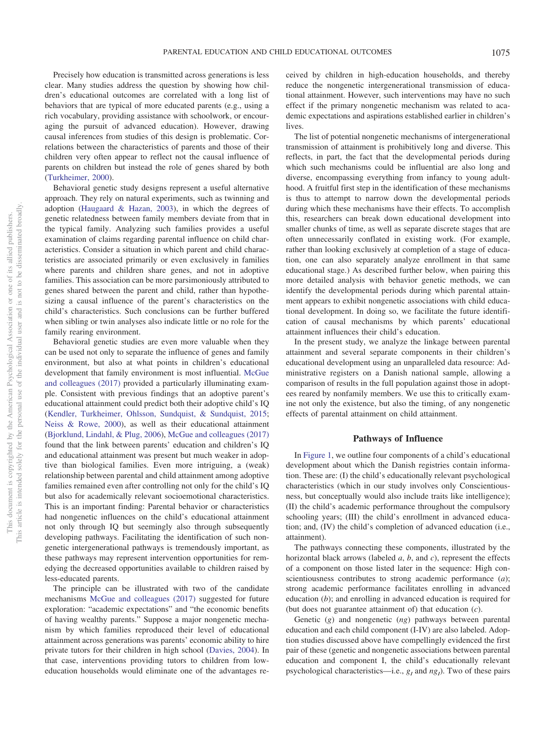Precisely how education is transmitted across generations is less clear. Many studies address the question by showing how children's educational outcomes are correlated with a long list of behaviors that are typical of more educated parents (e.g., using a rich vocabulary, providing assistance with schoolwork, or encouraging the pursuit of advanced education). However, drawing causal inferences from studies of this design is problematic. Correlations between the characteristics of parents and those of their children very often appear to reflect not the causal influence of parents on children but instead the role of genes shared by both (Turkheimer, 2000).

Behavioral genetic study designs represent a useful alternative approach. They rely on natural experiments, such as twinning and adoption (Haugaard & Hazan, 2003), in which the degrees of genetic relatedness between family members deviate from that in the typical family. Analyzing such families provides a useful examination of claims regarding parental influence on child characteristics. Consider a situation in which parent and child characteristics are associated primarily or even exclusively in families where parents and children share genes, and not in adoptive families. This association can be more parsimoniously attributed to genes shared between the parent and child, rather than hypothesizing a causal influence of the parent's characteristics on the child's characteristics. Such conclusions can be further buffered when sibling or twin analyses also indicate little or no role for the family rearing environment.

Behavioral genetic studies are even more valuable when they can be used not only to separate the influence of genes and family environment, but also at what points in children's educational development that family environment is most influential. McGue and colleagues (2017) provided a particularly illuminating example. Consistent with previous findings that an adoptive parent's educational attainment could predict both their adoptive child's IQ (Kendler, Turkheimer, Ohlsson, Sundquist, & Sundquist, 2015; Neiss & Rowe, 2000), as well as their educational attainment (Bjorklund, Lindahl, & Plug, 2006), McGue and colleagues (2017) found that the link between parents' education and children's IQ and educational attainment was present but much weaker in adoptive than biological families. Even more intriguing, a (weak) relationship between parental and child attainment among adoptive families remained even after controlling not only for the child's IQ but also for academically relevant socioemotional characteristics. This is an important finding: Parental behavior or characteristics had nongenetic influences on the child's educational attainment not only through IQ but seemingly also through subsequently developing pathways. Facilitating the identification of such nongenetic intergenerational pathways is tremendously important, as these pathways may represent intervention opportunities for remedying the decreased opportunities available to children raised by less-educated parents.

The principle can be illustrated with two of the candidate mechanisms McGue and colleagues (2017) suggested for future exploration: "academic expectations" and "the economic benefits of having wealthy parents." Suppose a major nongenetic mechanism by which families reproduced their level of educational attainment across generations was parents' economic ability to hire private tutors for their children in high school (Davies, 2004). In that case, interventions providing tutors to children from low-education households would eliminate one of the advantages received by children in high-education households, and thereby reduce the nongenetic intergenerational transmission of educational attainment. However, such interventions may have no such effect if the primary nongenetic mechanism was related to academic expectations and aspirations established earlier in children's lives.

The list of potential nongenetic mechanisms of intergenerational transmission of attainment is prohibitively long and diverse. This reflects, in part, the fact that the developmental periods during which such mechanisms could be influential are also long and diverse, encompassing everything from infancy to young adulthood. A fruitful first step in the identification of these mechanisms is thus to attempt to narrow down the developmental periods during which these mechanisms have their effects. To accomplish this, researchers can break down educational development into smaller chunks of time, as well as separate discrete stages that are often unnecessarily conflated in existing work. (For example, rather than looking exclusively at completion of a stage of education, one can also separately analyze enrollment in that same educational stage.) As described further below, when pairing this more detailed analysis with behavior genetic methods, we can identify the developmental periods during which parental attainment appears to exhibit nongenetic associations with child educational development. In doing so, we facilitate the future identification of causal mechanisms by which parents' educational attainment influences their child's education.

In the present study, we analyze the linkage between parental attainment and several separate components in their children's educational development using an unparalleled data resource: Administrative registers on a Danish national sample, allowing a comparison of results in the full population against those in adoptees reared by nonfamily members. We use this to critically examine not only the existence, but also the timing, of any nongenetic effects of parental attainment on child attainment.

## Pathways of Influence

In Figure 1, we outline four components of a child's educational development about which the Danish registries contain information. These are: (I) the child's educationally relevant psychological characteristics (which in our study involves only Conscientiousness, but conceptually would also include traits like intelligence); (II) the child's academic performance throughout the compulsory schooling years; (III) the child's enrollment in advanced education; and, (IV) the child's completion of advanced education (i.e., attainment).

The pathways connecting these components, illustrated by the horizontal black arrows (labeled *a*, *b*, and *c*), represent the effects of a component on those listed later in the sequence: High conscientiousness contributes to strong academic performance (*a*); strong academic performance facilitates enrolling in advanced education (*b*); and enrolling in advanced education is required for (but does not guarantee attainment of) that education (*c*).

Genetic (*g*) and nongenetic (*ng*) pathways between parental education and each child component (I-IV) are also labeled. Adoption studies discussed above have compellingly evidenced the first pair of these (genetic and nongenetic associations between parental education and component I, the child's educationally relevant psychological characteristics—i.e., $g_I$ and $ng_I$). Two of these pairs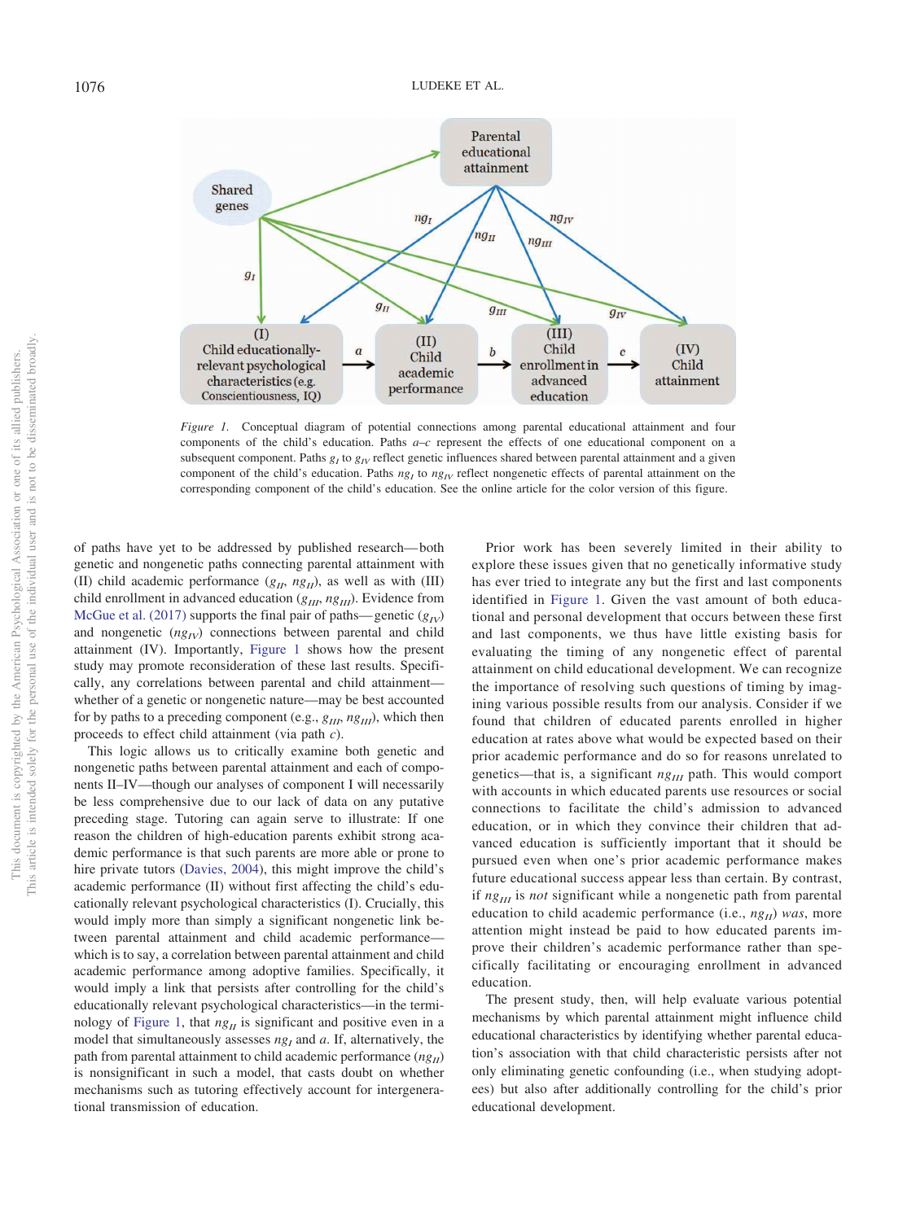*Figure 1.* Conceptual diagram of potential connections among parental educational attainment and four components of the child's education. Paths *a–c* represent the effects of one educational component on a subsequent component. Paths $g_I$ to $g_{IV}$ reflect genetic influences shared between parental attainment and a given component of the child's education. Paths $ng_I$ to $ng_{IV}$ reflect nongenetic effects of parental attainment on the corresponding component of the child's education. See the online article for the color version of this figure.

of paths have yet to be addressed by published research—both genetic and nongenetic paths connecting parental attainment with (II) child academic performance ($g_{II}$, $ng_{II}$), as well as with (III) child enrollment in advanced education ($g_{III}$, $ng_{III}$). Evidence from McGue et al. (2017) supports the final pair of paths—genetic ($g_{IV}$) and nongenetic ($ng_{IV}$) connections between parental and child attainment (IV). Importantly, Figure 1 shows how the present study may promote reconsideration of these last results. Specifically, any correlations between parental and child attainment—whether of a genetic or nongenetic nature—may be best accounted for by paths to a preceding component (e.g., $g_{III}$, $ng_{III}$), which then proceeds to effect child attainment (via path *c*).

This logic allows us to critically examine both genetic and nongenetic paths between parental attainment and each of components II–IV—though our analyses of component I will necessarily be less comprehensive due to our lack of data on any putative preceding stage. Tutoring can again serve to illustrate: If one reason the children of high-education parents exhibit strong academic performance is that such parents are more able or prone to hire private tutors (Davies, 2004), this might improve the child's academic performance (II) without first affecting the child's educationally relevant psychological characteristics (I). Crucially, this would imply more than simply a significant nongenetic link between parental attainment and child academic performance—which is to say, a correlation between parental attainment and child academic performance among adoptive families. Specifically, it would imply a link that persists after controlling for the child's educationally relevant psychological characteristics—in the terminology of Figure 1, that $ng_{II}$ is significant and positive even in a model that simultaneously assesses $ng_I$ and *a*. If, alternatively, the path from parental attainment to child academic performance ($ng_{II}$) is nonsignificant in such a model, that casts doubt on whether mechanisms such as tutoring effectively account for intergenerational transmission of education.

Prior work has been severely limited in their ability to explore these issues given that no genetically informative study has ever tried to integrate any but the first and last components identified in Figure 1. Given the vast amount of both educational and personal development that occurs between these first and last components, we thus have little existing basis for evaluating the timing of any nongenetic effect of parental attainment on child educational development. We can recognize the importance of resolving such questions of timing by imagining various possible results from our analysis. Consider if we found that children of educated parents enrolled in higher education at rates above what would be expected based on their prior academic performance and do so for reasons unrelated to genetics—that is, a significant $ng_{III}$ path. This would comport with accounts in which educated parents use resources or social connections to facilitate the child's admission to advanced education, or in which they convince their children that advanced education is sufficiently important that it should be pursued even when one's prior academic performance makes future educational success appear less than certain. By contrast, if $ng_{III}$ is *not* significant while a nongenetic path from parental education to child academic performance (i.e., $ng_{II}$) *was*, more attention might instead be paid to how educated parents improve their children's academic performance rather than specifically facilitating or encouraging enrollment in advanced education.

The present study, then, will help evaluate various potential mechanisms by which parental attainment might influence child educational characteristics by identifying whether parental education's association with that child characteristic persists after not only eliminating genetic confounding (i.e., when studying adoptees) but also after additionally controlling for the child's prior educational development.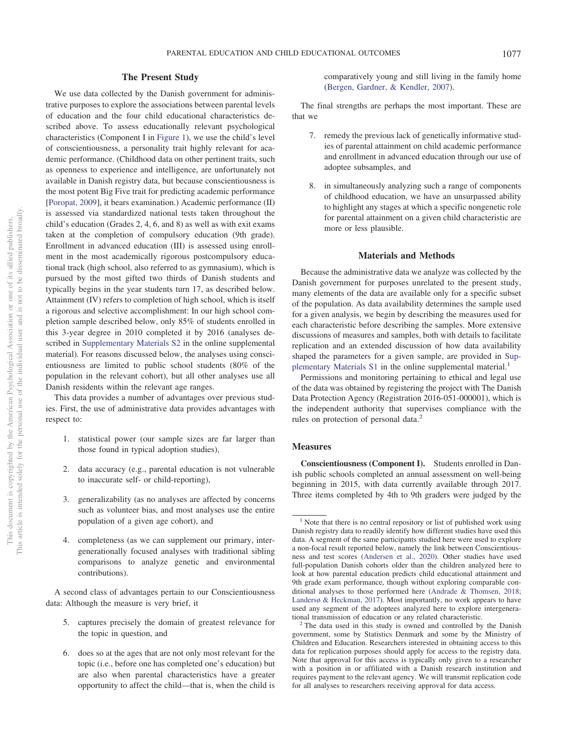## The Present Study

We use data collected by the Danish government for administrative purposes to explore the associations between parental levels of education and the four child educational characteristics described above. To assess educationally relevant psychological characteristics (Component I in Figure 1), we use the child's level of conscientiousness, a personality trait highly relevant for academic performance. (Childhood data on other pertinent traits, such as openness to experience and intelligence, are unfortunately not available in Danish registry data, but because conscientiousness is the most potent Big Five trait for predicting academic performance [Poropat, 2009], it bears examination.) Academic performance (II) is assessed via standardized national tests taken throughout the child's education (Grades 2, 4, 6, and 8) as well as with exit exams taken at the completion of compulsory education (9th grade). Enrollment in advanced education (III) is assessed using enrollment in the most academically rigorous postcompulsory educational track (high school, also referred to as gymnasium), which is pursued by the most gifted two thirds of Danish students and typically begins in the year students turn 17, as described below. Attainment (IV) refers to completion of high school, which is itself a rigorous and selective accomplishment: In our high school completion sample described below, only 85% of students enrolled in this 3-year degree in 2010 completed it by 2016 (analyses described in Supplementary Materials S2 in the online supplemental material). For reasons discussed below, the analyses using conscientiousness are limited to public school students (80% of the population in the relevant cohort), but all other analyses use all Danish residents within the relevant age ranges.

This data provides a number of advantages over previous studies. First, the use of administrative data provides advantages with respect to:

1. statistical power (our sample sizes are far larger than those found in typical adoption studies),

2. data accuracy (e.g., parental education is not vulnerable to inaccurate self- or child-reporting),

3. generalizability (as no analyses are affected by concerns such as volunteer bias, and most analyses use the entire population of a given age cohort), and

4. completeness (as we can supplement our primary, intergenerationally focused analyses with traditional sibling comparisons to analyze genetic and environmental contributions).

A second class of advantages pertain to our Conscientiousness data: Although the measure is very brief, it

5. captures precisely the domain of greatest relevance for the topic in question, and

6. does so at the ages that are not only most relevant for the topic (i.e., before one has completed one's education) but are also when parental characteristics have a greater opportunity to affect the child—that is, when the child is comparatively young and still living in the family home (Bergen, Gardner, & Kendler, 2007).

The final strengths are perhaps the most important. These are that we

7. remedy the previous lack of genetically informative studies of parental attainment on child academic performance and enrollment in advanced education through our use of adoptee subsamples, and

8. in simultaneously analyzing such a range of components of childhood education, we have an unsurpassed ability to highlight any stages at which a specific nongenetic role for parental attainment on a given child characteristic are more or less plausible.

## Materials and Methods

Because the administrative data we analyze was collected by the Danish government for purposes unrelated to the present study, many elements of the data are available only for a specific subset of the population. As data availability determines the sample used for a given analysis, we begin by describing the measures used for each characteristic before describing the samples. More extensive discussions of measures and samples, both with details to facilitate replication and an extended discussion of how data availability shaped the parameters for a given sample, are provided in Supplementary Materials S1 in the online supplemental material.[1]

Permissions and monitoring pertaining to ethical and legal use of the data was obtained by registering the project with The Danish Data Protection Agency (Registration 2016-051-000001), which is the independent authority that supervises compliance with the rules on protection of personal data.[2]

### Measures

**Conscientiousness (Component I).** Students enrolled in Danish public schools completed an annual assessment on well-being beginning in 2015, with data currently available through 2017. Three items completed by 4th to 9th graders were judged by the

---

[1] Note that there is no central repository or list of published work using Danish registry data to readily identify how different studies have used this data. A segment of the same participants studied here were used to explore a non-focal result reported below, namely the link between Conscientiousness and test scores (Andersen et al., 2020). Other studies have used full-population Danish cohorts older than the children analyzed here to look at how parental education predicts child educational attainment and 9th grade exam performance, though without exploring comparable conditional analyses to those performed here (Andrade & Thomsen, 2018; Landersø & Heckman, 2017). Most importantly, no work appears to have used any segment of the adoptees analyzed here to explore intergenerational transmission of education or any related characteristic.

[2] The data used in this study is owned and controlled by the Danish government, some by Statistics Denmark and some by the Ministry of Children and Education. Researchers interested in obtaining access to this data for replication purposes should apply for access to the registry data. Note that approval for this access is typically only given to a researcher with a position in or affiliated with a Danish research institution and requires payment to the relevant agency. We will transmit replication code for all analyses to researchers receiving approval for data access.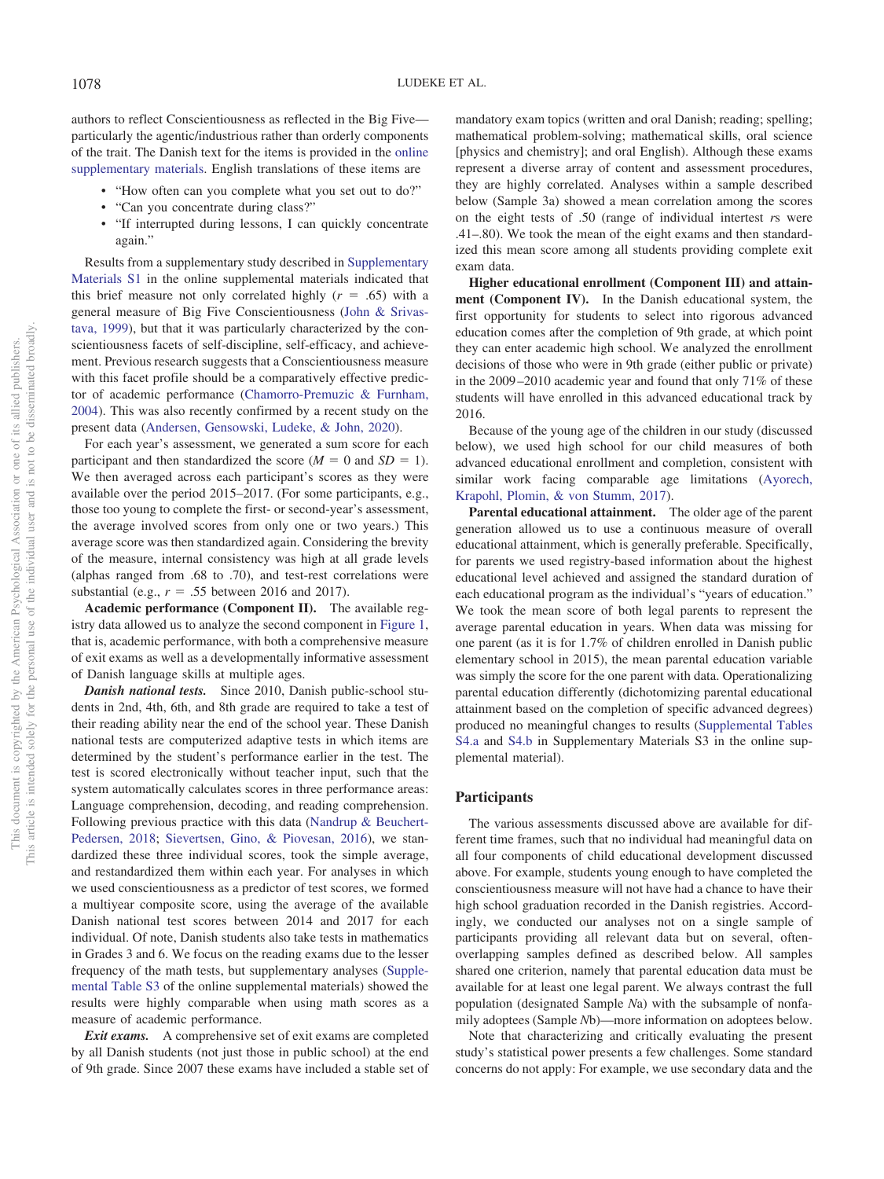authors to reflect Conscientiousness as reflected in the Big Five—particularly the agentic/industrious rather than orderly components of the trait. The Danish text for the items is provided in the online supplementary materials. English translations of these items are

- "How often can you complete what you set out to do?"
- "Can you concentrate during class?"
- "If interrupted during lessons, I can quickly concentrate again."

Results from a supplementary study described in Supplementary Materials S1 in the online supplemental materials indicated that this brief measure not only correlated highly ($r = .65$) with a general measure of Big Five Conscientiousness (John & Srivastava, 1999), but that it was particularly characterized by the conscientiousness facets of self-discipline, self-efficacy, and achievement. Previous research suggests that a Conscientiousness measure with this facet profile should be a comparatively effective predictor of academic performance (Chamorro-Premuzic & Furnham, 2004). This was also recently confirmed by a recent study on the present data (Andersen, Gensowski, Ludeke, & John, 2020).

For each year's assessment, we generated a sum score for each participant and then standardized the score ($M = 0$ and $SD = 1$). We then averaged across each participant's scores as they were available over the period 2015–2017. (For some participants, e.g., those too young to complete the first- or second-year's assessment, the average involved scores from only one or two years.) This average score was then standardized again. Considering the brevity of the measure, internal consistency was high at all grade levels (alphas ranged from .68 to .70), and test-rest correlations were substantial (e.g., $r = .55$ between 2016 and 2017).

**Academic performance (Component II).** The available registry data allowed us to analyze the second component in Figure 1, that is, academic performance, with both a comprehensive measure of exit exams as well as a developmentally informative assessment of Danish language skills at multiple ages.

***Danish national tests.*** Since 2010, Danish public-school students in 2nd, 4th, 6th, and 8th grade are required to take a test of their reading ability near the end of the school year. These Danish national tests are computerized adaptive tests in which items are determined by the student's performance earlier in the test. The test is scored electronically without teacher input, such that the system automatically calculates scores in three performance areas: Language comprehension, decoding, and reading comprehension. Following previous practice with this data (Nandrup & Beuchert-Pedersen, 2018; Sievertsen, Gino, & Piovesan, 2016), we standardized these three individual scores, took the simple average, and restandardized them within each year. For analyses in which we used conscientiousness as a predictor of test scores, we formed a multiyear composite score, using the average of the available Danish national test scores between 2014 and 2017 for each individual. Of note, Danish students also take tests in mathematics in Grades 3 and 6. We focus on the reading exams due to the lesser frequency of the math tests, but supplementary analyses (Supplemental Table S3 of the online supplemental materials) showed the results were highly comparable when using math scores as a measure of academic performance.

***Exit exams.*** A comprehensive set of exit exams are completed by all Danish students (not just those in public school) at the end of 9th grade. Since 2007 these exams have included a stable set of mandatory exam topics (written and oral Danish; reading; spelling; mathematical problem-solving; mathematical skills, oral science [physics and chemistry]; and oral English). Although these exams represent a diverse array of content and assessment procedures, they are highly correlated. Analyses within a sample described below (Sample 3a) showed a mean correlation among the scores on the eight tests of .50 (range of individual intertest *r*s were .41–.80). We took the mean of the eight exams and then standardized this mean score among all students providing complete exit exam data.

**Higher educational enrollment (Component III) and attainment (Component IV).** In the Danish educational system, the first opportunity for students to select into rigorous advanced education comes after the completion of 9th grade, at which point they can enter academic high school. We analyzed the enrollment decisions of those who were in 9th grade (either public or private) in the 2009–2010 academic year and found that only 71% of these students will have enrolled in this advanced educational track by 2016.

Because of the young age of the children in our study (discussed below), we used high school for our child measures of both advanced educational enrollment and completion, consistent with similar work facing comparable age limitations (Ayorech, Krapohl, Plomin, & von Stumm, 2017).

**Parental educational attainment.** The older age of the parent generation allowed us to use a continuous measure of overall educational attainment, which is generally preferable. Specifically, for parents we used registry-based information about the highest educational level achieved and assigned the standard duration of each educational program as the individual's "years of education." We took the mean score of both legal parents to represent the average parental education in years. When data was missing for one parent (as it is for 1.7% of children enrolled in Danish public elementary school in 2015), the mean parental education variable was simply the score for the one parent with data. Operationalizing parental education differently (dichotomizing parental educational attainment based on the completion of specific advanced degrees) produced no meaningful changes to results (Supplemental Tables S4.a and S4.b in Supplementary Materials S3 in the online supplemental material).

## Participants

The various assessments discussed above are available for different time frames, such that no individual had meaningful data on all four components of child educational development discussed above. For example, students young enough to have completed the conscientiousness measure will not have had a chance to have their high school graduation recorded in the Danish registries. Accordingly, we conducted our analyses not on a single sample of participants providing all relevant data but on several, often-overlapping samples defined as described below. All samples shared one criterion, namely that parental education data must be available for at least one legal parent. We always contrast the full population (designated Sample *N*a) with the subsample of nonfamily adoptees (Sample *N*b)—more information on adoptees below.

Note that characterizing and critically evaluating the present study's statistical power presents a few challenges. Some standard concerns do not apply: For example, we use secondary data and the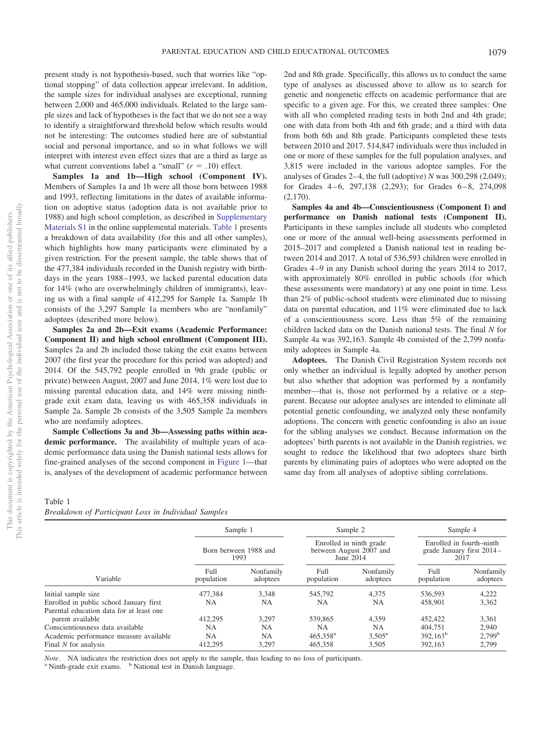present study is not hypothesis-based, such that worries like "optional stopping" of data collection appear irrelevant. In addition, the sample sizes for individual analyses are exceptional, running between 2,000 and 465,000 individuals. Related to the large sample sizes and lack of hypotheses is the fact that we do not see a way to identify a straightforward threshold below which results would not be interesting: The outcomes studied here are of substantial social and personal importance, and so in what follows we will interpret with interest even effect sizes that are a third as large as what current conventions label a "small" ($r$ = .10) effect.

**Samples 1a and 1b—High school (Component IV).** Members of Samples 1a and 1b were all those born between 1988 and 1993, reflecting limitations in the dates of available information on adoptive status (adoption data is not available prior to 1988) and high school completion, as described in Supplementary Materials S1 in the online supplemental materials. Table 1 presents a breakdown of data availability (for this and all other samples), which highlights how many participants were eliminated by a given restriction. For the present sample, the table shows that of the 477,384 individuals recorded in the Danish registry with birthdays in the years 1988–1993, we lacked parental education data for 14% (who are overwhelmingly children of immigrants), leaving us with a final sample of 412,295 for Sample 1a. Sample 1b consists of the 3,297 Sample 1a members who are "nonfamily" adoptees (described more below).

**Samples 2a and 2b—Exit exams (Academic Performance: Component II) and high school enrollment (Component III).** Samples 2a and 2b included those taking the exit exams between 2007 (the first year the procedure for this period was adopted) and 2014. Of the 545,792 people enrolled in 9th grade (public or private) between August, 2007 and June 2014, 1% were lost due to missing parental education data, and 14% were missing ninth-grade exit exam data, leaving us with 465,358 individuals in Sample 2a. Sample 2b consists of the 3,505 Sample 2a members who are nonfamily adoptees.

**Sample Collections 3a and 3b—Assessing paths within academic performance.** The availability of multiple years of academic performance data using the Danish national tests allows for fine-grained analyses of the second component in Figure 1—that is, analyses of the development of academic performance between 2nd and 8th grade. Specifically, this allows us to conduct the same type of analyses as discussed above to allow us to search for genetic and nongenetic effects on academic performance that are specific to a given age. For this, we created three samples: One with all who completed reading tests in both 2nd and 4th grade; one with data from both 4th and 6th grade; and a third with data from both 6th and 8th grade. Participants completed these tests between 2010 and 2017. 514,847 individuals were thus included in one or more of these samples for the full population analyses, and 3,815 were included in the various adoptee samples. For the analyses of Grades 2–4, the full (adoptive) $N$ was 300,298 (2,049); for Grades 4–6, 297,138 (2,293); for Grades 6–8, 274,098 (2,170).

**Samples 4a and 4b—Conscientiousness (Component I) and performance on Danish national tests (Component II).** Participants in these samples include all students who completed one or more of the annual well-being assessments performed in 2015–2017 and completed a Danish national test in reading between 2014 and 2017. A total of 536,593 children were enrolled in Grades 4–9 in any Danish school during the years 2014 to 2017, with approximately 80% enrolled in public schools (for which these assessments were mandatory) at any one point in time. Less than 2% of public-school students were eliminated due to missing data on parental education, and 11% were eliminated due to lack of a conscientiousness score. Less than 5% of the remaining children lacked data on the Danish national tests. The final $N$ for Sample 4a was 392,163. Sample 4b consisted of the 2,799 nonfamily adoptees in Sample 4a.

**Adoptees.** The Danish Civil Registration System records not only whether an individual is legally adopted by another person but also whether that adoption was performed by a nonfamily member—that is, those not performed by a relative or a stepparent. Because our adoptee analyses are intended to eliminate all potential genetic confounding, we analyzed only these nonfamily adoptions. The concern with genetic confounding is also an issue for the sibling analyses we conduct. Because information on the adoptees' birth parents is not available in the Danish registries, we sought to reduce the likelihood that two adoptees share birth parents by eliminating pairs of adoptees who were adopted on the same day from all analyses of adoptive sibling correlations.

Table 1
*Breakdown of Participant Loss in Individual Samples*

| | Sample 1 | | Sample 2 | | Sample 4 | |
|---|---|---|---|---|---|---|
| | Born between 1988 and 1993 | | Enrolled in ninth grade between August 2007 and June 2014 | | Enrolled in fourth–ninth grade January first 2014–2017 | |
| Variable | Full population | Nonfamily adoptees | Full population | Nonfamily adoptees | Full population | Nonfamily adoptees |
| Initial sample size | 477,384 | 3,348 | 545,792 | 4,375 | 536,593 | 4,222 |
| Enrolled in public school January first | NA | NA | NA | NA | 458,901 | 3,362 |
| Parental education data for at least one parent available | 412,295 | 3,297 | 539,865 | 4,359 | 452,422 | 3,361 |
| Conscientiousness data available | NA | NA | NA | NA | 404,751 | 2,940 |
| Academic performance measure available | NA | NA | 465,358[a] | 3,505[a] | 392,163[b] | 2,799[b] |
| Final $N$ for analysis | 412,295 | 3,297 | 465,358 | 3,505 | 392,163 | 2,799 |

*Note*. NA indicates the restriction does not apply to the sample, thus leading to no loss of participants.
[a] Ninth-grade exit exams. [b] National test in Danish language.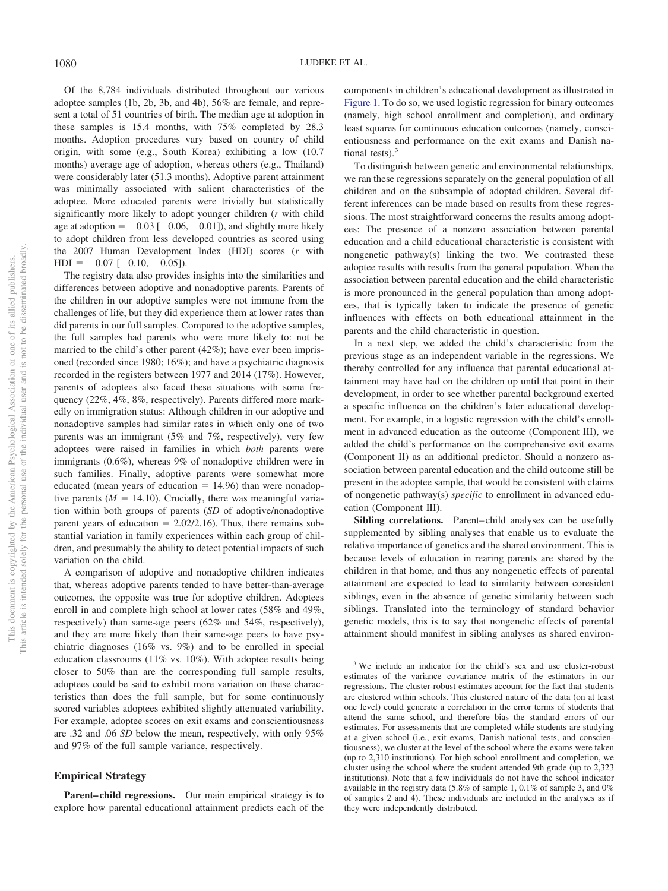Of the 8,784 individuals distributed throughout our various adoptee samples (1b, 2b, 3b, and 4b), 56% are female, and represent a total of 51 countries of birth. The median age at adoption in these samples is 15.4 months, with 75% completed by 28.3 months. Adoption procedures vary based on country of child origin, with some (e.g., South Korea) exhibiting a low (10.7 months) average age of adoption, whereas others (e.g., Thailand) were considerably later (51.3 months). Adoptive parent attainment was minimally associated with salient characteristics of the adoptee. More educated parents were trivially but statistically significantly more likely to adopt younger children (*r* with child age at adoption = −0.03 [−0.06, −0.01]), and slightly more likely to adopt children from less developed countries as scored using the 2007 Human Development Index (HDI) scores (*r* with HDI = −0.07 [−0.10, −0.05]).

The registry data also provides insights into the similarities and differences between adoptive and nonadoptive parents. Parents of the children in our adoptive samples were not immune from the challenges of life, but they did experience them at lower rates than did parents in our full samples. Compared to the adoptive samples, the full samples had parents who were more likely to: not be married to the child's other parent (42%); have ever been imprisoned (recorded since 1980; 16%); and have a psychiatric diagnosis recorded in the registers between 1977 and 2014 (17%). However, parents of adoptees also faced these situations with some frequency (22%, 4%, 8%, respectively). Parents differed more markedly on immigration status: Although children in our adoptive and nonadoptive samples had similar rates in which only one of two parents was an immigrant (5% and 7%, respectively), very few adoptees were raised in families in which *both* parents were immigrants (0.6%), whereas 9% of nonadoptive children were in such families. Finally, adoptive parents were somewhat more educated (mean years of education = 14.96) than were nonadoptive parents (*M* = 14.10). Crucially, there was meaningful variation within both groups of parents (*SD* of adoptive/nonadoptive parent years of education = 2.02/2.16). Thus, there remains substantial variation in family experiences within each group of children, and presumably the ability to detect potential impacts of such variation on the child.

A comparison of adoptive and nonadoptive children indicates that, whereas adoptive parents tended to have better-than-average outcomes, the opposite was true for adoptive children. Adoptees enroll in and complete high school at lower rates (58% and 49%, respectively) than same-age peers (62% and 54%, respectively), and they are more likely than their same-age peers to have psychiatric diagnoses (16% vs. 9%) and to be enrolled in special education classrooms (11% vs. 10%). With adoptee results being closer to 50% than are the corresponding full sample results, adoptees could be said to exhibit more variation on these characteristics than does the full sample, but for some continuously scored variables adoptees exhibited slightly attenuated variability. For example, adoptee scores on exit exams and conscientiousness are .32 and .06 *SD* below the mean, respectively, with only 95% and 97% of the full sample variance, respectively.

## Empirical Strategy

**Parent–child regressions.** Our main empirical strategy is to explore how parental educational attainment predicts each of the components in children's educational development as illustrated in Figure 1. To do so, we used logistic regression for binary outcomes (namely, high school enrollment and completion), and ordinary least squares for continuous education outcomes (namely, conscientiousness and performance on the exit exams and Danish national tests).[3]

To distinguish between genetic and environmental relationships, we ran these regressions separately on the general population of all children and on the subsample of adopted children. Several different inferences can be made based on results from these regressions. The most straightforward concerns the results among adoptees: The presence of a nonzero association between parental education and a child educational characteristic is consistent with nongenetic pathway(s) linking the two. We contrasted these adoptee results with results from the general population. When the association between parental education and the child characteristic is more pronounced in the general population than among adoptees, that is typically taken to indicate the presence of genetic influences with effects on both educational attainment in the parents and the child characteristic in question.

In a next step, we added the child's characteristic from the previous stage as an independent variable in the regressions. We thereby controlled for any influence that parental educational attainment may have had on the children up until that point in their development, in order to see whether parental background exerted a specific influence on the children's later educational development. For example, in a logistic regression with the child's enrollment in advanced education as the outcome (Component III), we added the child's performance on the comprehensive exit exams (Component II) as an additional predictor. Should a nonzero association between parental education and the child outcome still be present in the adoptee sample, that would be consistent with claims of nongenetic pathway(s) *specific* to enrollment in advanced education (Component III).

**Sibling correlations.** Parent–child analyses can be usefully supplemented by sibling analyses that enable us to evaluate the relative importance of genetics and the shared environment. This is because levels of education in rearing parents are shared by the children in that home, and thus any nongenetic effects of parental attainment are expected to lead to similarity between coresident siblings, even in the absence of genetic similarity between such siblings. Translated into the terminology of standard behavior genetic models, this is to say that nongenetic effects of parental attainment should manifest in sibling analyses as shared environ-

[3] We include an indicator for the child's sex and use cluster-robust estimates of the variance–covariance matrix of the estimators in our regressions. The cluster-robust estimates account for the fact that students are clustered within schools. This clustered nature of the data (on at least one level) could generate a correlation in the error terms of students that attend the same school, and therefore bias the standard errors of our estimates. For assessments that are completed while students are studying at a given school (i.e., exit exams, Danish national tests, and conscientiousness), we cluster at the level of the school where the exams were taken (up to 2,310 institutions). For high school enrollment and completion, we cluster using the school where the student attended 9th grade (up to 2,323 institutions). Note that a few individuals do not have the school indicator available in the registry data (5.8% of sample 1, 0.1% of sample 3, and 0% of samples 2 and 4). These individuals are included in the analyses as if they were independently distributed.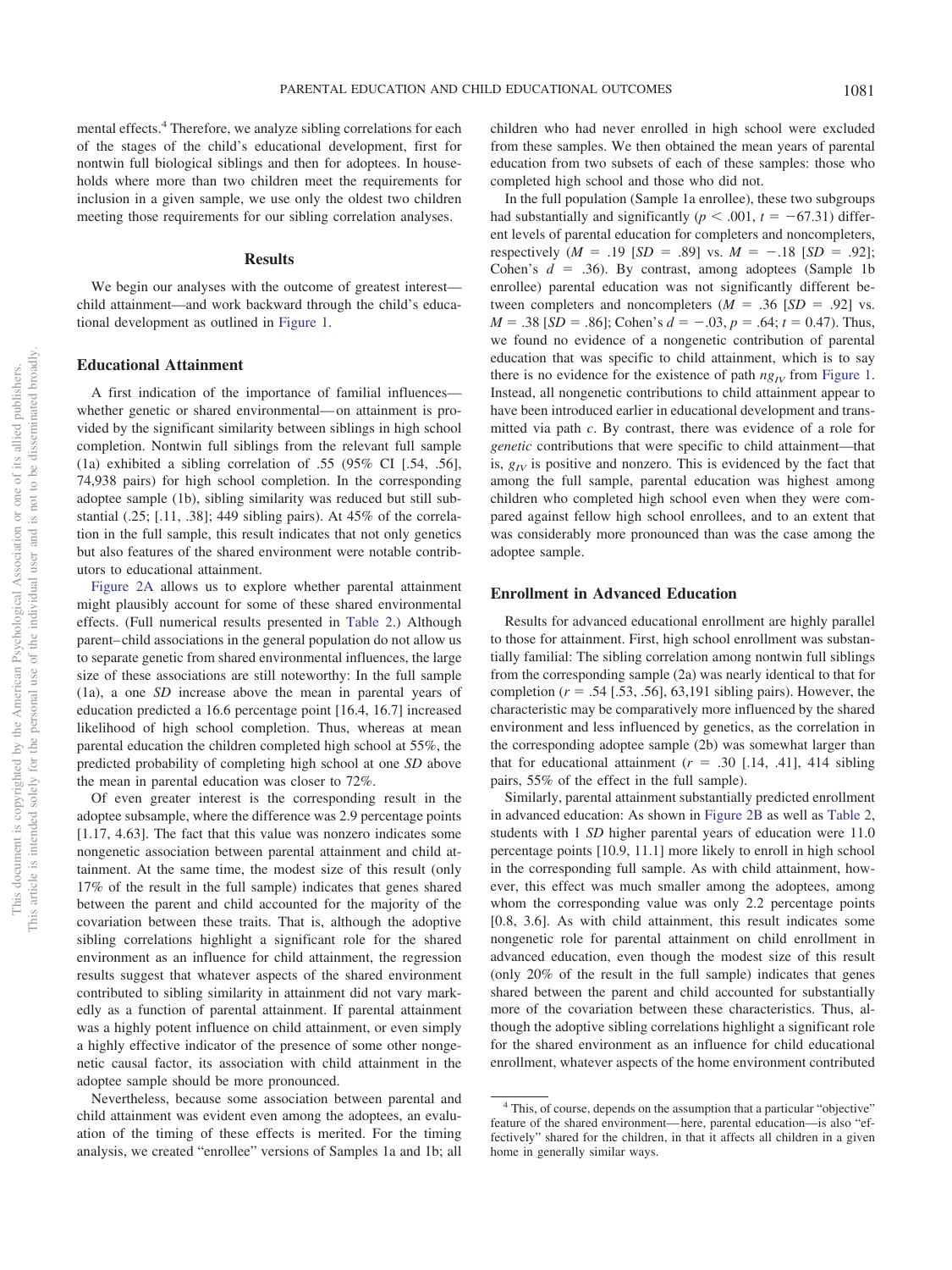mental effects.[4] Therefore, we analyze sibling correlations for each of the stages of the child's educational development, first for nontwin full biological siblings and then for adoptees. In households where more than two children meet the requirements for inclusion in a given sample, we use only the oldest two children meeting those requirements for our sibling correlation analyses.

## Results

We begin our analyses with the outcome of greatest interest—child attainment—and work backward through the child's educational development as outlined in Figure 1.

### Educational Attainment

A first indication of the importance of familial influences—whether genetic or shared environmental—on attainment is provided by the significant similarity between siblings in high school completion. Nontwin full siblings from the relevant full sample (1a) exhibited a sibling correlation of .55 (95% CI [.54, .56], 74,938 pairs) for high school completion. In the corresponding adoptee sample (1b), sibling similarity was reduced but still substantial (.25; [.11, .38]; 449 sibling pairs). At 45% of the correlation in the full sample, this result indicates that not only genetics but also features of the shared environment were notable contributors to educational attainment.

Figure 2A allows us to explore whether parental attainment might plausibly account for some of these shared environmental effects. (Full numerical results presented in Table 2.) Although parent–child associations in the general population do not allow us to separate genetic from shared environmental influences, the large size of these associations are still noteworthy: In the full sample (1a), a one *SD* increase above the mean in parental years of education predicted a 16.6 percentage point [16.4, 16.7] increased likelihood of high school completion. Thus, whereas at mean parental education the children completed high school at 55%, the predicted probability of completing high school at one *SD* above the mean in parental education was closer to 72%.

Of even greater interest is the corresponding result in the adoptee subsample, where the difference was 2.9 percentage points [1.17, 4.63]. The fact that this value was nonzero indicates some nongenetic association between parental attainment and child attainment. At the same time, the modest size of this result (only 17% of the result in the full sample) indicates that genes shared between the parent and child accounted for the majority of the covariation between these traits. That is, although the adoptive sibling correlations highlight a significant role for the shared environment as an influence for child attainment, the regression results suggest that whatever aspects of the shared environment contributed to sibling similarity in attainment did not vary markedly as a function of parental attainment. If parental attainment was a highly potent influence on child attainment, or even simply a highly effective indicator of the presence of some other nongenetic causal factor, its association with child attainment in the adoptee sample should be more pronounced.

Nevertheless, because some association between parental and child attainment was evident even among the adoptees, an evaluation of the timing of these effects is merited. For the timing analysis, we created "enrollee" versions of Samples 1a and 1b; all children who had never enrolled in high school were excluded from these samples. We then obtained the mean years of parental education from two subsets of each of these samples: those who completed high school and those who did not.

In the full population (Sample 1a enrollee), these two subgroups had substantially and significantly ($p < .001$, $t = -67.31$) different levels of parental education for completers and noncompleters, respectively ($M = .19$ [$SD = .89$] vs. $M = -.18$ [$SD = .92$]; Cohen's $d = .36$). By contrast, among adoptees (Sample 1b enrollee) parental education was not significantly different between completers and noncompleters ($M = .36$ [$SD = .92$] vs. $M = .38$ [$SD = .86$]; Cohen's $d = -.03$, $p = .64$; $t = 0.47$). Thus, we found no evidence of a nongenetic contribution of parental education that was specific to child attainment, which is to say there is no evidence for the existence of path $ng_{IV}$ from Figure 1. Instead, all nongenetic contributions to child attainment appear to have been introduced earlier in educational development and transmitted via path *c*. By contrast, there was evidence of a role for *genetic* contributions that were specific to child attainment—that is, $g_{IV}$ is positive and nonzero. This is evidenced by the fact that among the full sample, parental education was highest among children who completed high school even when they were compared against fellow high school enrollees, and to an extent that was considerably more pronounced than was the case among the adoptee sample.

### Enrollment in Advanced Education

Results for advanced educational enrollment are highly parallel to those for attainment. First, high school enrollment was substantially familial: The sibling correlation among nontwin full siblings from the corresponding sample (2a) was nearly identical to that for completion ($r = .54$ [.53, .56], 63,191 sibling pairs). However, the characteristic may be comparatively more influenced by the shared environment and less influenced by genetics, as the correlation in the corresponding adoptee sample (2b) was somewhat larger than that for educational attainment ($r = .30$ [.14, .41], 414 sibling pairs, 55% of the effect in the full sample).

Similarly, parental attainment substantially predicted enrollment in advanced education: As shown in Figure 2B as well as Table 2, students with 1 *SD* higher parental years of education were 11.0 percentage points [10.9, 11.1] more likely to enroll in high school in the corresponding full sample. As with child attainment, however, this effect was much smaller among the adoptees, among whom the corresponding value was only 2.2 percentage points [0.8, 3.6]. As with child attainment, this result indicates some nongenetic role for parental attainment on child enrollment in advanced education, even though the modest size of this result (only 20% of the result in the full sample) indicates that genes shared between the parent and child accounted for substantially more of the covariation between these characteristics. Thus, although the adoptive sibling correlations highlight a significant role for the shared environment as an influence for child educational enrollment, whatever aspects of the home environment contributed

---

[4] This, of course, depends on the assumption that a particular "objective" feature of the shared environment—here, parental education—is also "effectively" shared for the children, in that it affects all children in a given home in generally similar ways.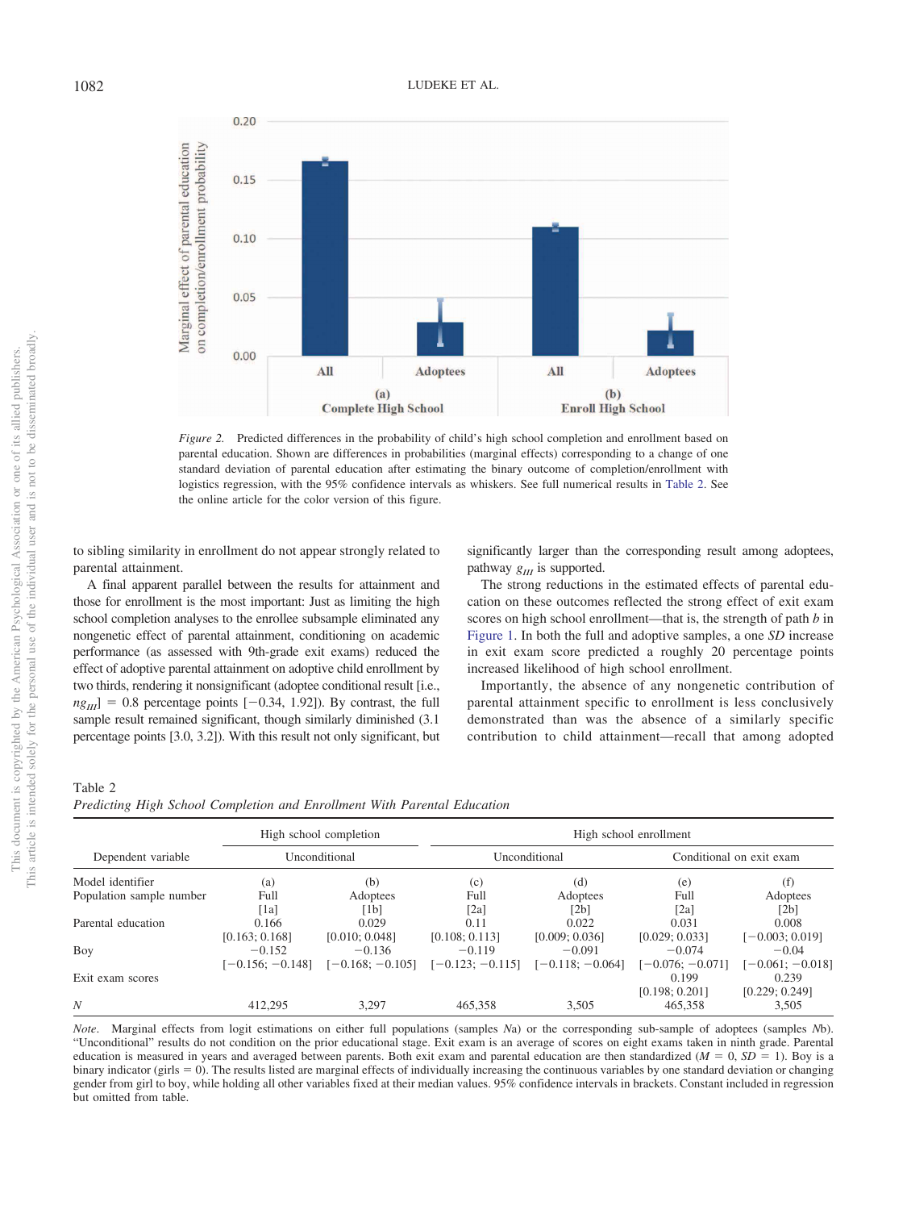*Figure 2.* Predicted differences in the probability of child's high school completion and enrollment based on parental education. Shown are differences in probabilities (marginal effects) corresponding to a change of one standard deviation of parental education after estimating the binary outcome of completion/enrollment with logistics regression, with the 95% confidence intervals as whiskers. See full numerical results in Table 2. See the online article for the color version of this figure.

to sibling similarity in enrollment do not appear strongly related to parental attainment.

A final apparent parallel between the results for attainment and those for enrollment is the most important: Just as limiting the high school completion analyses to the enrollee subsample eliminated any nongenetic effect of parental attainment, conditioning on academic performance (as assessed with 9th-grade exit exams) reduced the effect of adoptive parental attainment on adoptive child enrollment by two thirds, rendering it nonsignificant (adoptee conditional result [i.e., $ng_{III}$] = 0.8 percentage points [−0.34, 1.92]). By contrast, the full sample result remained significant, though similarly diminished (3.1 percentage points [3.0, 3.2]). With this result not only significant, but significantly larger than the corresponding result among adoptees, pathway $g_{III}$ is supported.

The strong reductions in the estimated effects of parental education on these outcomes reflected the strong effect of exit exam scores on high school enrollment—that is, the strength of path *b* in Figure 1. In both the full and adoptive samples, a one *SD* increase in exit exam score predicted a roughly 20 percentage points increased likelihood of high school enrollment.

Importantly, the absence of any nongenetic contribution of parental attainment specific to enrollment is less conclusively demonstrated than was the absence of a similarly specific contribution to child attainment—recall that among adopted

Table 2
*Predicting High School Completion and Enrollment With Parental Education*

| Dependent variable | High school completion | | High school enrollment | | | |
|---|---|---|---|---|---|---|
| | Unconditional | | Unconditional | | Conditional on exit exam | |
| Model identifier | (a) | (b) | (c) | (d) | (e) | (f) |
| Population sample number | Full [1a] | Adoptees [1b] | Full [2a] | Adoptees [2b] | Full [2a] | Adoptees [2b] |
| Parental education | 0.166 [0.163; 0.168] | 0.029 [0.010; 0.048] | 0.11 [0.108; 0.113] | 0.022 [0.009; 0.036] | 0.031 [0.029; 0.033] | 0.008 [−0.003; 0.019] |
| Boy | −0.152 [−0.156; −0.148] | −0.136 [−0.168; −0.105] | −0.119 [−0.123; −0.115] | −0.091 [−0.118; −0.064] | −0.074 [−0.076; −0.071] | −0.04 [−0.061; −0.018] |
| Exit exam scores | | | | | 0.199 [0.198; 0.201] | 0.239 [0.229; 0.249] |
| *N* | 412,295 | 3,297 | 465,358 | 3,505 | 465,358 | 3,505 |

*Note*. Marginal effects from logit estimations on either full populations (samples *N*a) or the corresponding sub-sample of adoptees (samples *N*b). "Unconditional" results do not condition on the prior educational stage. Exit exam is an average of scores on eight exams taken in ninth grade. Parental education is measured in years and averaged between parents. Both exit exam and parental education are then standardized ($M$ = 0, $SD$ = 1). Boy is a binary indicator (girls = 0). The results listed are marginal effects of individually increasing the continuous variables by one standard deviation or changing gender from girl to boy, while holding all other variables fixed at their median values. 95% confidence intervals in brackets. Constant included in regression but omitted from table.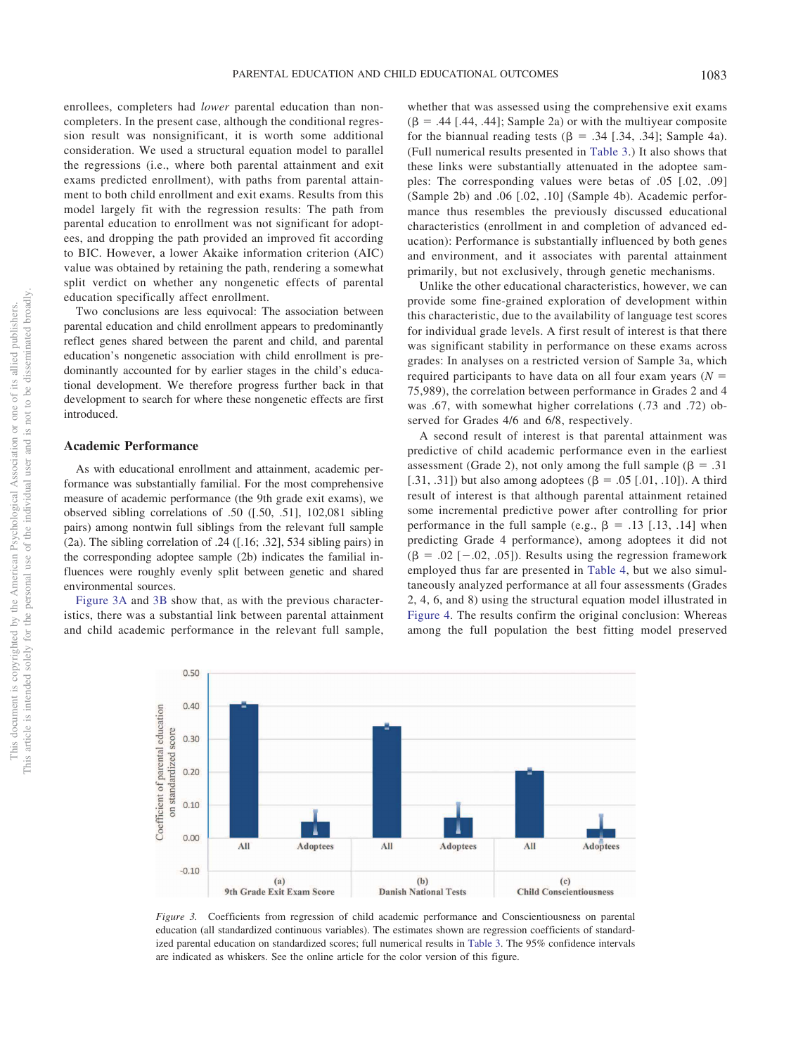enrollees, completers had *lower* parental education than noncompleters. In the present case, although the conditional regression result was nonsignificant, it is worth some additional consideration. We used a structural equation model to parallel the regressions (i.e., where both parental attainment and exit exams predicted enrollment), with paths from parental attainment to both child enrollment and exit exams. Results from this model largely fit with the regression results: The path from parental education to enrollment was not significant for adoptees, and dropping the path provided an improved fit according to BIC. However, a lower Akaike information criterion (AIC) value was obtained by retaining the path, rendering a somewhat split verdict on whether any nongenetic effects of parental education specifically affect enrollment.

Two conclusions are less equivocal: The association between parental education and child enrollment appears to predominantly reflect genes shared between the parent and child, and parental education's nongenetic association with child enrollment is predominantly accounted for by earlier stages in the child's educational development. We therefore progress further back in that development to search for where these nongenetic effects are first introduced.

## Academic Performance

As with educational enrollment and attainment, academic performance was substantially familial. For the most comprehensive measure of academic performance (the 9th grade exit exams), we observed sibling correlations of .50 ([.50, .51], 102,081 sibling pairs) among nontwin full siblings from the relevant full sample (2a). The sibling correlation of .24 ([.16; .32], 534 sibling pairs) in the corresponding adoptee sample (2b) indicates the familial influences were roughly evenly split between genetic and shared environmental sources.

Figure 3A and 3B show that, as with the previous characteristics, there was a substantial link between parental attainment and child academic performance in the relevant full sample, whether that was assessed using the comprehensive exit exams ($\beta$ = .44 [.44, .44]; Sample 2a) or with the multiyear composite for the biannual reading tests ($\beta$ = .34 [.34, .34]; Sample 4a). (Full numerical results presented in Table 3.) It also shows that these links were substantially attenuated in the adoptee samples: The corresponding values were betas of .05 [.02, .09] (Sample 2b) and .06 [.02, .10] (Sample 4b). Academic performance thus resembles the previously discussed educational characteristics (enrollment in and completion of advanced education): Performance is substantially influenced by both genes and environment, and it associates with parental attainment primarily, but not exclusively, through genetic mechanisms.

Unlike the other educational characteristics, however, we can provide some fine-grained exploration of development within this characteristic, due to the availability of language test scores for individual grade levels. A first result of interest is that there was significant stability in performance on these exams across grades: In analyses on a restricted version of Sample 3a, which required participants to have data on all four exam years ($N$ = 75,989), the correlation between performance in Grades 2 and 4 was .67, with somewhat higher correlations (.73 and .72) observed for Grades 4/6 and 6/8, respectively.

A second result of interest is that parental attainment was predictive of child academic performance even in the earliest assessment (Grade 2), not only among the full sample ($\beta$ = .31 [.31, .31]) but also among adoptees ($\beta$ = .05 [.01, .10]). A third result of interest is that although parental attainment retained some incremental predictive power after controlling for prior performance in the full sample (e.g., $\beta$ = .13 [.13, .14] when predicting Grade 4 performance), among adoptees it did not ($\beta$ = .02 [−.02, .05]). Results using the regression framework employed thus far are presented in Table 4, but we also simultaneously analyzed performance at all four assessments (Grades 2, 4, 6, and 8) using the structural equation model illustrated in Figure 4. The results confirm the original conclusion: Whereas among the full population the best fitting model preserved

*Figure 3.* Coefficients from regression of child academic performance and Conscientiousness on parental education (all standardized continuous variables). The estimates shown are regression coefficients of standardized parental education on standardized scores; full numerical results in Table 3. The 95% confidence intervals are indicated as whiskers. See the online article for the color version of this figure.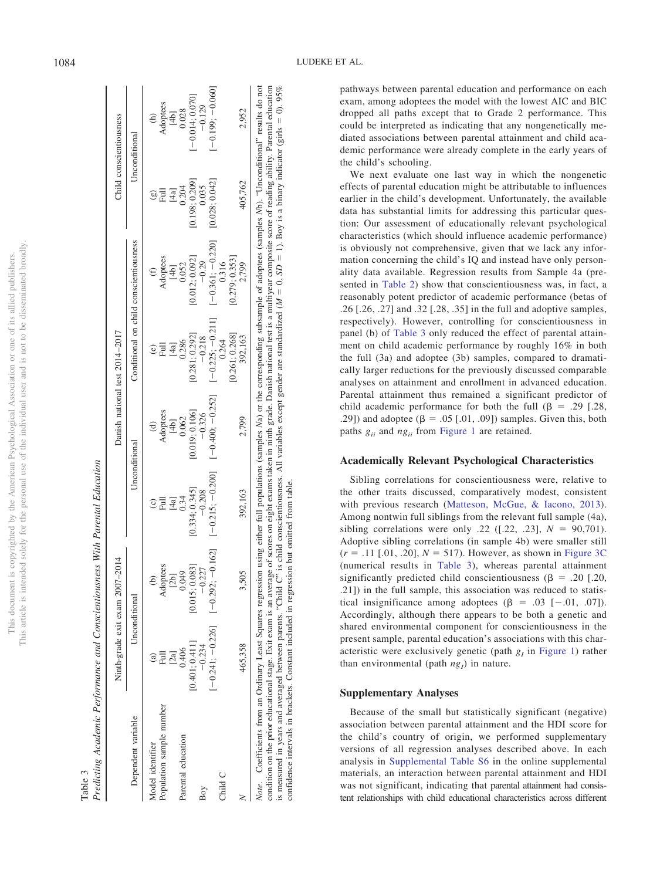Table 3
*Predicting Academic Performance and Conscientiousness With Parental Education*

| Dependent variable | Ninth-grade exit exam 2007–2014 | | Danish national test 2014–2017 | | | | Child conscientiousness | |
|---|---|---|---|---|---|---|---|---|
| | Unconditional | | Unconditional | | Conditional on child conscientiousness | | Unconditional | |
| Model identifier | (a) | (b) | (c) | (d) | (e) | (f) | (g) | (h) |
| Population sample number | Full | Adoptees | Full | Adoptees | Full | Adoptees | Full | Adoptees |
| | [2a] | [2b] | [4a] | [4b] | [4a] | [4b] | [4a] | [4b] |
| Parental education | 0.406 | 0.049 | 0.34 | 0.062 | 0.286 | 0.052 | 0.204 | 0.028 |
| | [0.401; 0.411] | [0.015; 0.083] | [0.334; 0.345] | [0.019; 0.106] | [0.281; 0.292] | [0.012; 0.092] | [0.198; 0.209] | [−0.014; 0.070] |
| Boy | −0.234 | −0.227 | −0.208 | −0.326 | −0.218 | −0.29 | 0.035 | −0.129 |
| | [−0.241; −0.226] | [−0.292; −0.162] | [−0.215; −0.200] | [−0.400; −0.252] | [−0.225; −0.211] | [−0.361; −0.220] | [0.028; 0.042] | [−0.199; −0.060] |
| Child C | | | | | 0.264 | 0.316 | | |
| | | | | | [0.261; 0.268] | [0.279; 0.353] | | |
| $N$ | 465,358 | 3,505 | 392,163 | 2,799 | 392,163 | 2,799 | 405,762 | 2,952 |

*Note.* Coefficients from an Ordinary Least Squares regression using either full populations (samples *N*a) or the corresponding subsample of adoptees (samples *N*b). "Unconditional" results do not condition on the prior educational stage. Exit exam is an average of scores on eight exams taken in ninth grade. Danish national test is a multiyear composite score of reading ability. Parental education is measured in years and averaged between parents. "Child C" is child conscientiousness. All variables except gender are standardized ($M = 0$, $SD = 1$). Boy is a binary indicator (girls = 0). 95% confidence intervals in brackets. Constant included in regression but omitted from table.

pathways between parental education and performance on each exam, among adoptees the model with the lowest AIC and BIC dropped all paths except that to Grade 2 performance. This could be interpreted as indicating that any nongenetically mediated associations between parental attainment and child academic performance were already complete in the early years of the child's schooling.

We next evaluate one last way in which the nongenetic effects of parental education might be attributable to influences earlier in the child's development. Unfortunately, the available data has substantial limits for addressing this particular question: Our assessment of educationally relevant psychological characteristics (which should influence academic performance) is obviously not comprehensive, given that we lack any information concerning the child's IQ and instead have only personality data available. Regression results from Sample 4a (presented in Table 2) show that conscientiousness was, in fact, a reasonably potent predictor of academic performance (betas of .26 [.26, .27] and .32 [.28, .35] in the full and adoptive samples, respectively). However, controlling for conscientiousness in panel (b) of Table 3 only reduced the effect of parental attainment on child academic performance by roughly 16% in both the full (3a) and adoptee (3b) samples, compared to dramatically larger reductions for the previously discussed comparable analyses on attainment and enrollment in advanced education. Parental attainment thus remained a significant predictor of child academic performance for both the full ($\beta$ = .29 [.28, .29]) and adoptee ($\beta$ = .05 [.01, .09]) samples. Given this, both paths $g_{ii}$ and $ng_{ii}$ from Figure 1 are retained.

## Academically Relevant Psychological Characteristics

Sibling correlations for conscientiousness were, relative to the other traits discussed, comparatively modest, consistent with previous research (Matteson, McGue, & Iacono, 2013). Among nontwin full siblings from the relevant full sample (4a), sibling correlations were only .22 ([.22, .23], $N$ = 90,701). Adoptive sibling correlations (in sample 4b) were smaller still ($r$ = .11 [.01, .20], $N$ = 517). However, as shown in Figure 3C (numerical results in Table 3), whereas parental attainment significantly predicted child conscientiousness ($\beta$ = .20 [.20, .21]) in the full sample, this association was reduced to statistical insignificance among adoptees ($\beta$ = .03 [−.01, .07]). Accordingly, although there appears to be both a genetic and shared environmental component for conscientiousness in the present sample, parental education's associations with this characteristic were exclusively genetic (path $g_I$ in Figure 1) rather than environmental (path $ng_I$) in nature.

## Supplementary Analyses

Because of the small but statistically significant (negative) association between parental attainment and the HDI score for the child's country of origin, we performed supplementary versions of all regression analyses described above. In each analysis in Supplemental Table S6 in the online supplemental materials, an interaction between parental attainment and HDI was not significant, indicating that parental attainment had consistent relationships with child educational characteristics across different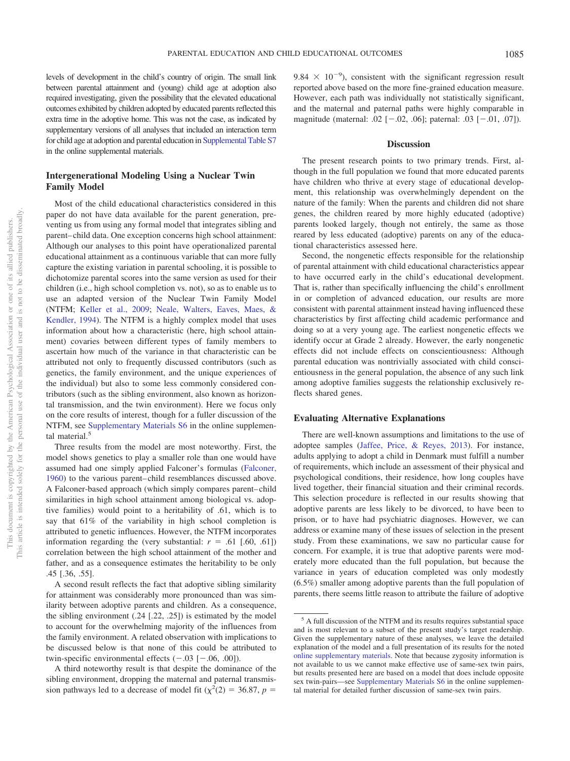levels of development in the child's country of origin. The small link between parental attainment and (young) child age at adoption also required investigating, given the possibility that the elevated educational outcomes exhibited by children adopted by educated parents reflected this extra time in the adoptive home. This was not the case, as indicated by supplementary versions of all analyses that included an interaction term for child age at adoption and parental education in Supplemental Table S7 in the online supplemental materials.

## Intergenerational Modeling Using a Nuclear Twin Family Model

Most of the child educational characteristics considered in this paper do not have data available for the parent generation, preventing us from using any formal model that integrates sibling and parent–child data. One exception concerns high school attainment: Although our analyses to this point have operationalized parental educational attainment as a continuous variable that can more fully capture the existing variation in parental schooling, it is possible to dichotomize parental scores into the same version as used for their children (i.e., high school completion vs. not), so as to enable us to use an adapted version of the Nuclear Twin Family Model (NTFM; Keller et al., 2009; Neale, Walters, Eaves, Maes, & Kendler, 1994). The NTFM is a highly complex model that uses information about how a characteristic (here, high school attainment) covaries between different types of family members to ascertain how much of the variance in that characteristic can be attributed not only to frequently discussed contributors (such as genetics, the family environment, and the unique experiences of the individual) but also to some less commonly considered contributors (such as the sibling environment, also known as horizontal transmission, and the twin environment). Here we focus only on the core results of interest, though for a fuller discussion of the NTFM, see Supplementary Materials S6 in the online supplemental material.[5]

Three results from the model are most noteworthy. First, the model shows genetics to play a smaller role than one would have assumed had one simply applied Falconer's formulas (Falconer, 1960) to the various parent–child resemblances discussed above. A Falconer-based approach (which simply compares parent–child similarities in high school attainment among biological vs. adoptive families) would point to a heritability of .61, which is to say that 61% of the variability in high school completion is attributed to genetic influences. However, the NTFM incorporates information regarding the (very substantial: $r$ = .61 [.60, .61]) correlation between the high school attainment of the mother and father, and as a consequence estimates the heritability to be only .45 [.36, .55].

A second result reflects the fact that adoptive sibling similarity for attainment was considerably more pronounced than was similarity between adoptive parents and children. As a consequence, the sibling environment (.24 [.22, .25]) is estimated by the model to account for the overwhelming majority of the influences from the family environment. A related observation with implications to be discussed below is that none of this could be attributed to twin-specific environmental effects (−.03 [−.06, .00]).

A third noteworthy result is that despite the dominance of the sibling environment, dropping the maternal and paternal transmission pathways led to a decrease of model fit ($\chi^2(2)$ = 36.87, $p$ = $9.84 \times 10^{-9}$), consistent with the significant regression result reported above based on the more fine-grained education measure. However, each path was individually not statistically significant, and the maternal and paternal paths were highly comparable in magnitude (maternal: .02 [−.02, .06]; paternal: .03 [−.01, .07]).

## Discussion

The present research points to two primary trends. First, although in the full population we found that more educated parents have children who thrive at every stage of educational development, this relationship was overwhelmingly dependent on the nature of the family: When the parents and children did not share genes, the children reared by more highly educated (adoptive) parents looked largely, though not entirely, the same as those reared by less educated (adoptive) parents on any of the educational characteristics assessed here.

Second, the nongenetic effects responsible for the relationship of parental attainment with child educational characteristics appear to have occurred early in the child's educational development. That is, rather than specifically influencing the child's enrollment in or completion of advanced education, our results are more consistent with parental attainment instead having influenced these characteristics by first affecting child academic performance and doing so at a very young age. The earliest nongenetic effects we identify occur at Grade 2 already. However, the early nongenetic effects did not include effects on conscientiousness: Although parental education was nontrivially associated with child conscientiousness in the general population, the absence of any such link among adoptive families suggests the relationship exclusively reflects shared genes.

### Evaluating Alternative Explanations

There are well-known assumptions and limitations to the use of adoptee samples (Jaffee, Price, & Reyes, 2013). For instance, adults applying to adopt a child in Denmark must fulfill a number of requirements, which include an assessment of their physical and psychological conditions, their residence, how long couples have lived together, their financial situation and their criminal records. This selection procedure is reflected in our results showing that adoptive parents are less likely to be divorced, to have been to prison, or to have had psychiatric diagnoses. However, we can address or examine many of these issues of selection in the present study. From these examinations, we saw no particular cause for concern. For example, it is true that adoptive parents were moderately more educated than the full population, but because the variance in years of education completed was only modestly (6.5%) smaller among adoptive parents than the full population of parents, there seems little reason to attribute the failure of adoptive

[5] A full discussion of the NTFM and its results requires substantial space and is most relevant to a subset of the present study's target readership. Given the supplementary nature of these analyses, we leave the detailed explanation of the model and a full presentation of its results for the noted online supplementary materials. Note that because zygosity information is not available to us we cannot make effective use of same-sex twin pairs, but results presented here are based on a model that does include opposite sex twin-pairs—see Supplementary Materials S6 in the online supplemental material for detailed further discussion of same-sex twin pairs.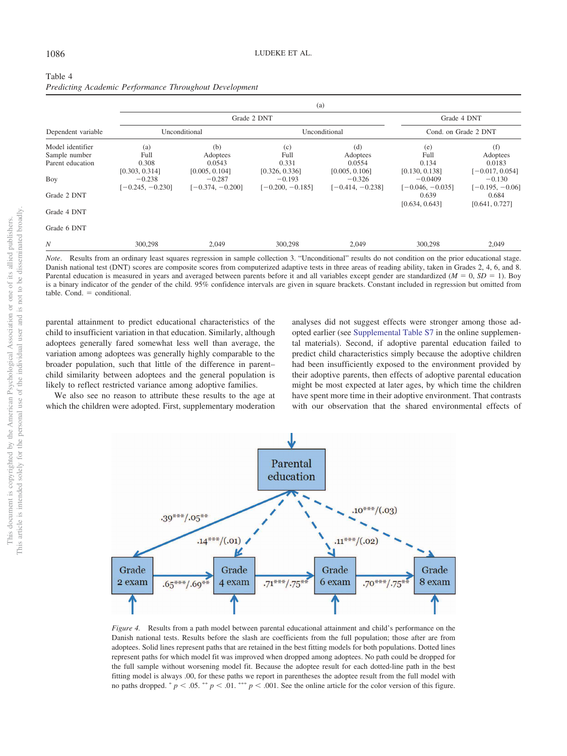Table 4
*Predicting Academic Performance Throughout Development*

| | (a) | | | | | |
|---|---|---|---|---|---|---|
| | Grade 2 DNT | | | | Grade 4 DNT | |
| Dependent variable | Unconditional | | Unconditional | | Cond. on Grade 2 DNT | |
| Model identifier | (a) | (b) | (c) | (d) | (e) | (f) |
| Sample number | Full | Adoptees | Full | Adoptees | Full | Adoptees |
| Parent education | 0.308 [0.303, 0.314] | 0.0543 [0.005, 0.104] | 0.331 [0.326, 0.336] | 0.0554 [0.005, 0.106] | 0.134 [0.130, 0.138] | 0.0183 [−0.017, 0.054] |
| Boy | −0.238 [−0.245, −0.230] | −0.287 [−0.374, −0.200] | −0.193 [−0.200, −0.185] | −0.326 [−0.414, −0.238] | −0.0409 [−0.046, −0.035] | −0.130 [−0.195, −0.06] |
| Grade 2 DNT | | | | | 0.639 [0.634, 0.643] | 0.684 [0.641, 0.727] |
| Grade 4 DNT | | | | | | |
| Grade 6 DNT | | | | | | |
| $N$ | 300,298 | 2,049 | 300,298 | 2,049 | 300,298 | 2,049 |

*Note*. Results from an ordinary least squares regression in sample collection 3. "Unconditional" results do not condition on the prior educational stage. Danish national test (DNT) scores are composite scores from computerized adaptive tests in three areas of reading ability, taken in Grades 2, 4, 6, and 8. Parental education is measured in years and averaged between parents before it and all variables except gender are standardized ($M = 0$, $SD = 1$). Boy is a binary indicator of the gender of the child. 95% confidence intervals are given in square brackets. Constant included in regression but omitted from table. Cond. = conditional.

parental attainment to predict educational characteristics of the child to insufficient variation in that education. Similarly, although adoptees generally fared somewhat less well than average, the variation among adoptees was generally highly comparable to the broader population, such that little of the difference in parent–child similarity between adoptees and the general population is likely to reflect restricted variance among adoptive families.

We also see no reason to attribute these results to the age at which the children were adopted. First, supplementary moderation analyses did not suggest effects were stronger among those adopted earlier (see Supplemental Table S7 in the online supplemental materials). Second, if adoptive parental education failed to predict child characteristics simply because the adoptive children had been insufficiently exposed to the environment provided by their adoptive parents, then effects of adoptive parental education might be most expected at later ages, by which time the children have spent more time in their adoptive environment. That contrasts with our observation that the shared environmental effects of

*Figure 4*. Results from a path model between parental educational attainment and child's performance on the Danish national tests. Results before the slash are coefficients from the full population; those after are from adoptees. Solid lines represent paths that are retained in the best fitting models for both populations. Dotted lines represent paths for which model fit was improved when dropped among adoptees. No path could be dropped for the full sample without worsening model fit. Because the adoptee result for each dotted-line path in the best fitting model is always .00, for these paths we report in parentheses the adoptee result from the full model with no paths dropped. * $p < .05$. ** $p < .01$. *** $p < .001$. See the online article for the color version of this figure.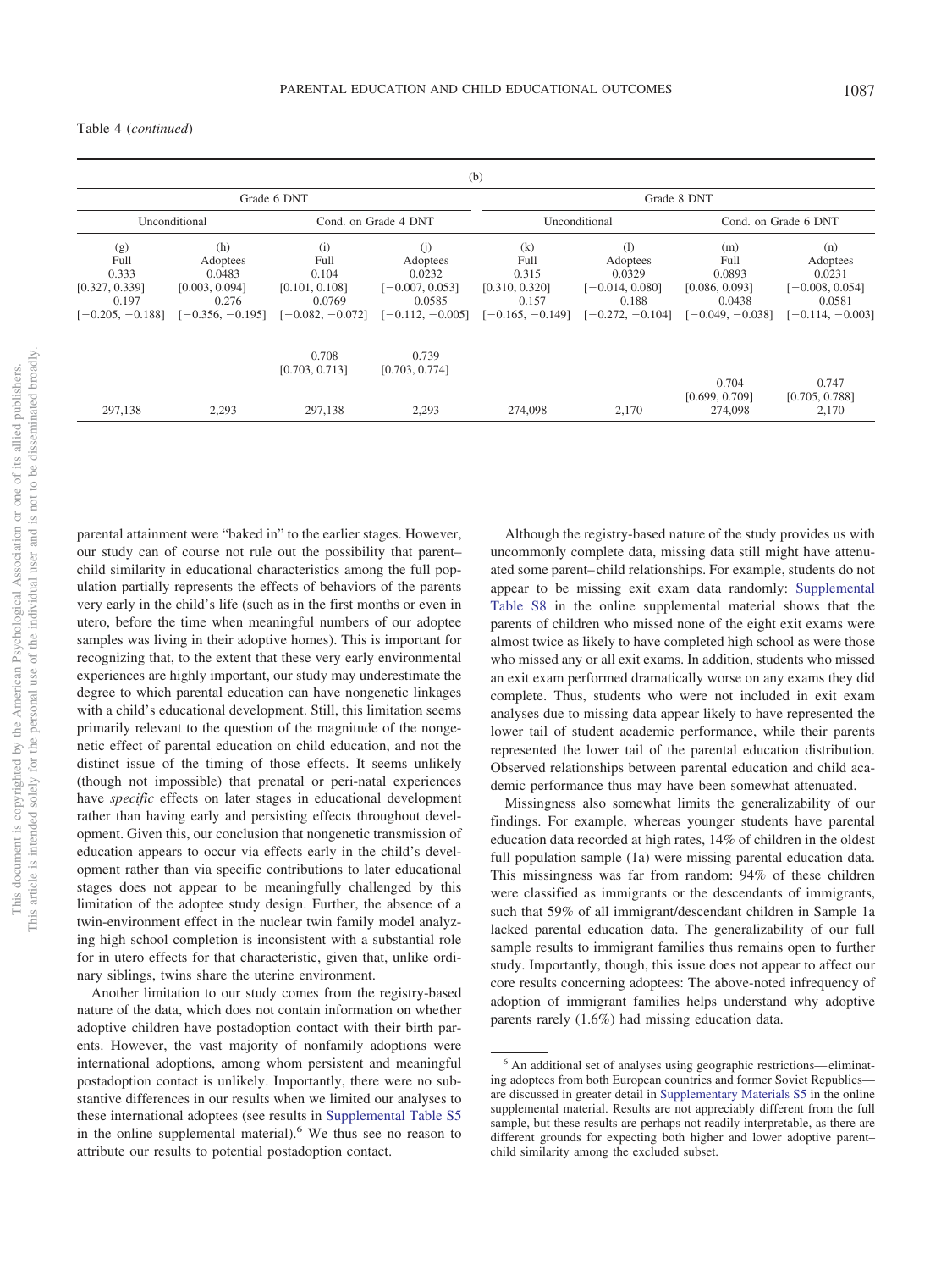Table 4 (*continued*)

| (b) | | | | | | | |
|---|---|---|---|---|---|---|---|
| Grade 6 DNT | | | | Grade 8 DNT | | | |
| Unconditional | | Cond. on Grade 4 DNT | | Unconditional | | Cond. on Grade 6 DNT | |
| (g) Full | (h) Adoptees | (i) Full | (j) Adoptees | (k) Full | (l) Adoptees | (m) Full | (n) Adoptees |
| 0.333 | 0.0483 | 0.104 | 0.0232 | 0.315 | 0.0329 | 0.0893 | 0.0231 |
| [0.327, 0.339] | [0.003, 0.094] | [0.101, 0.108] | [−0.007, 0.053] | [0.310, 0.320] | [−0.014, 0.080] | [0.086, 0.093] | [−0.008, 0.054] |
| −0.197 | −0.276 | −0.0769 | −0.0585 | −0.157 | −0.188 | −0.0438 | −0.0581 |
| [−0.205, −0.188] | [−0.356, −0.195] | [−0.082, −0.072] | [−0.112, −0.005] | [−0.165, −0.149] | [−0.272, −0.104] | [−0.049, −0.038] | [−0.114, −0.003] |
| | | 0.708 | 0.739 | | | | |
| | | [0.703, 0.713] | [0.703, 0.774] | | | | |
| | | | | | | 0.704 | 0.747 |
| | | | | | | [0.699, 0.709] | [0.705, 0.788] |
| 297,138 | 2,293 | 297,138 | 2,293 | 274,098 | 2,170 | 274,098 | 2,170 |

parental attainment were "baked in" to the earlier stages. However, our study can of course not rule out the possibility that parent–child similarity in educational characteristics among the full population partially represents the effects of behaviors of the parents very early in the child's life (such as in the first months or even in utero, before the time when meaningful numbers of our adoptee samples was living in their adoptive homes). This is important for recognizing that, to the extent that these very early environmental experiences are highly important, our study may underestimate the degree to which parental education can have nongenetic linkages with a child's educational development. Still, this limitation seems primarily relevant to the question of the magnitude of the nongenetic effect of parental education on child education, and not the distinct issue of the timing of those effects. It seems unlikely (though not impossible) that prenatal or peri-natal experiences have *specific* effects on later stages in educational development rather than having early and persisting effects throughout development. Given this, our conclusion that nongenetic transmission of education appears to occur via effects early in the child's development rather than via specific contributions to later educational stages does not appear to be meaningfully challenged by this limitation of the adoptee study design. Further, the absence of a twin-environment effect in the nuclear twin family model analyzing high school completion is inconsistent with a substantial role for in utero effects for that characteristic, given that, unlike ordinary siblings, twins share the uterine environment.

Another limitation to our study comes from the registry-based nature of the data, which does not contain information on whether adoptive children have postadoption contact with their birth parents. However, the vast majority of nonfamily adoptions were international adoptions, among whom persistent and meaningful postadoption contact is unlikely. Importantly, there were no substantive differences in our results when we limited our analyses to these international adoptees (see results in Supplemental Table S5 in the online supplemental material).[6] We thus see no reason to attribute our results to potential postadoption contact.

Although the registry-based nature of the study provides us with uncommonly complete data, missing data still might have attenuated some parent–child relationships. For example, students do not appear to be missing exit exam data randomly: Supplemental Table S8 in the online supplemental material shows that the parents of children who missed none of the eight exit exams were almost twice as likely to have completed high school as were those who missed any or all exit exams. In addition, students who missed an exit exam performed dramatically worse on any exams they did complete. Thus, students who were not included in exit exam analyses due to missing data appear likely to have represented the lower tail of student academic performance, while their parents represented the lower tail of the parental education distribution. Observed relationships between parental education and child academic performance thus may have been somewhat attenuated.

Missingness also somewhat limits the generalizability of our findings. For example, whereas younger students have parental education data recorded at high rates, 14% of children in the oldest full population sample (1a) were missing parental education data. This missingness was far from random: 94% of these children were classified as immigrants or the descendants of immigrants, such that 59% of all immigrant/descendant children in Sample 1a lacked parental education data. The generalizability of our full sample results to immigrant families thus remains open to further study. Importantly, though, this issue does not appear to affect our core results concerning adoptees: The above-noted infrequency of adoption of immigrant families helps understand why adoptive parents rarely (1.6%) had missing education data.

[6] An additional set of analyses using geographic restrictions—eliminating adoptees from both European countries and former Soviet Republics—are discussed in greater detail in Supplementary Materials S5 in the online supplemental material. Results are not appreciably different from the full sample, but these results are perhaps not readily interpretable, as there are different grounds for expecting both higher and lower adoptive parent–child similarity among the excluded subset.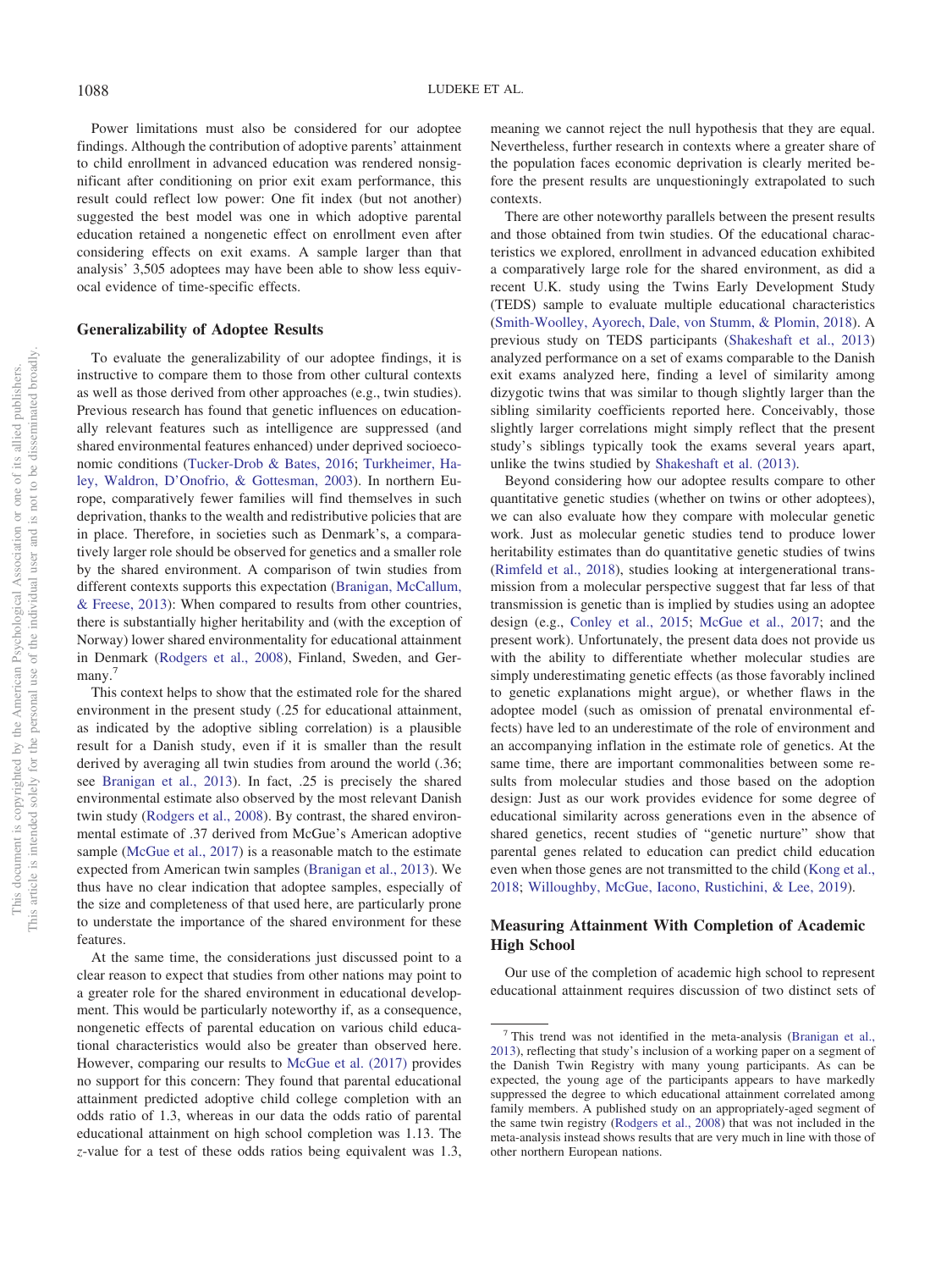Power limitations must also be considered for our adoptee findings. Although the contribution of adoptive parents' attainment to child enrollment in advanced education was rendered nonsignificant after conditioning on prior exit exam performance, this result could reflect low power: One fit index (but not another) suggested the best model was one in which adoptive parental education retained a nongenetic effect on enrollment even after considering effects on exit exams. A sample larger than that analysis' 3,505 adoptees may have been able to show less equivocal evidence of time-specific effects.

### Generalizability of Adoptee Results

To evaluate the generalizability of our adoptee findings, it is instructive to compare them to those from other cultural contexts as well as those derived from other approaches (e.g., twin studies). Previous research has found that genetic influences on educationally relevant features such as intelligence are suppressed (and shared environmental features enhanced) under deprived socioeconomic conditions (Tucker-Drob & Bates, 2016; Turkheimer, Haley, Waldron, D'Onofrio, & Gottesman, 2003). In northern Europe, comparatively fewer families will find themselves in such deprivation, thanks to the wealth and redistributive policies that are in place. Therefore, in societies such as Denmark's, a comparatively larger role should be observed for genetics and a smaller role by the shared environment. A comparison of twin studies from different contexts supports this expectation (Branigan, McCallum, & Freese, 2013): When compared to results from other countries, there is substantially higher heritability and (with the exception of Norway) lower shared environmentality for educational attainment in Denmark (Rodgers et al., 2008), Finland, Sweden, and Germany.[7]

This context helps to show that the estimated role for the shared environment in the present study (.25 for educational attainment, as indicated by the adoptive sibling correlation) is a plausible result for a Danish study, even if it is smaller than the result derived by averaging all twin studies from around the world (.36; see Branigan et al., 2013). In fact, .25 is precisely the shared environmental estimate also observed by the most relevant Danish twin study (Rodgers et al., 2008). By contrast, the shared environmental estimate of .37 derived from McGue's American adoptive sample (McGue et al., 2017) is a reasonable match to the estimate expected from American twin samples (Branigan et al., 2013). We thus have no clear indication that adoptee samples, especially of the size and completeness of that used here, are particularly prone to understate the importance of the shared environment for these features.

At the same time, the considerations just discussed point to a clear reason to expect that studies from other nations may point to a greater role for the shared environment in educational development. This would be particularly noteworthy if, as a consequence, nongenetic effects of parental education on various child educational characteristics would also be greater than observed here. However, comparing our results to McGue et al. (2017) provides no support for this concern: They found that parental educational attainment predicted adoptive child college completion with an odds ratio of 1.3, whereas in our data the odds ratio of parental educational attainment on high school completion was 1.13. The *z*-value for a test of these odds ratios being equivalent was 1.3, meaning we cannot reject the null hypothesis that they are equal. Nevertheless, further research in contexts where a greater share of the population faces economic deprivation is clearly merited before the present results are unquestioningly extrapolated to such contexts.

There are other noteworthy parallels between the present results and those obtained from twin studies. Of the educational characteristics we explored, enrollment in advanced education exhibited a comparatively large role for the shared environment, as did a recent U.K. study using the Twins Early Development Study (TEDS) sample to evaluate multiple educational characteristics (Smith-Woolley, Ayorech, Dale, von Stumm, & Plomin, 2018). A previous study on TEDS participants (Shakeshaft et al., 2013) analyzed performance on a set of exams comparable to the Danish exit exams analyzed here, finding a level of similarity among dizygotic twins that was similar to though slightly larger than the sibling similarity coefficients reported here. Conceivably, those slightly larger correlations might simply reflect that the present study's siblings typically took the exams several years apart, unlike the twins studied by Shakeshaft et al. (2013).

Beyond considering how our adoptee results compare to other quantitative genetic studies (whether on twins or other adoptees), we can also evaluate how they compare with molecular genetic work. Just as molecular genetic studies tend to produce lower heritability estimates than do quantitative genetic studies of twins (Rimfeld et al., 2018), studies looking at intergenerational transmission from a molecular perspective suggest that far less of that transmission is genetic than is implied by studies using an adoptee design (e.g., Conley et al., 2015; McGue et al., 2017; and the present work). Unfortunately, the present data does not provide us with the ability to differentiate whether molecular studies are simply underestimating genetic effects (as those favorably inclined to genetic explanations might argue), or whether flaws in the adoptee model (such as omission of prenatal environmental effects) have led to an underestimate of the role of environment and an accompanying inflation in the estimate role of genetics. At the same time, there are important commonalities between some results from molecular studies and those based on the adoption design: Just as our work provides evidence for some degree of educational similarity across generations even in the absence of shared genetics, recent studies of "genetic nurture" show that parental genes related to education can predict child education even when those genes are not transmitted to the child (Kong et al., 2018; Willoughby, McGue, Iacono, Rustichini, & Lee, 2019).

### Measuring Attainment With Completion of Academic High School

Our use of the completion of academic high school to represent educational attainment requires discussion of two distinct sets of

[7] This trend was not identified in the meta-analysis (Branigan et al., 2013), reflecting that study's inclusion of a working paper on a segment of the Danish Twin Registry with many young participants. As can be expected, the young age of the participants appears to have markedly suppressed the degree to which educational attainment correlated among family members. A published study on an appropriately-aged segment of the same twin registry (Rodgers et al., 2008) that was not included in the meta-analysis instead shows results that are very much in line with those of other northern European nations.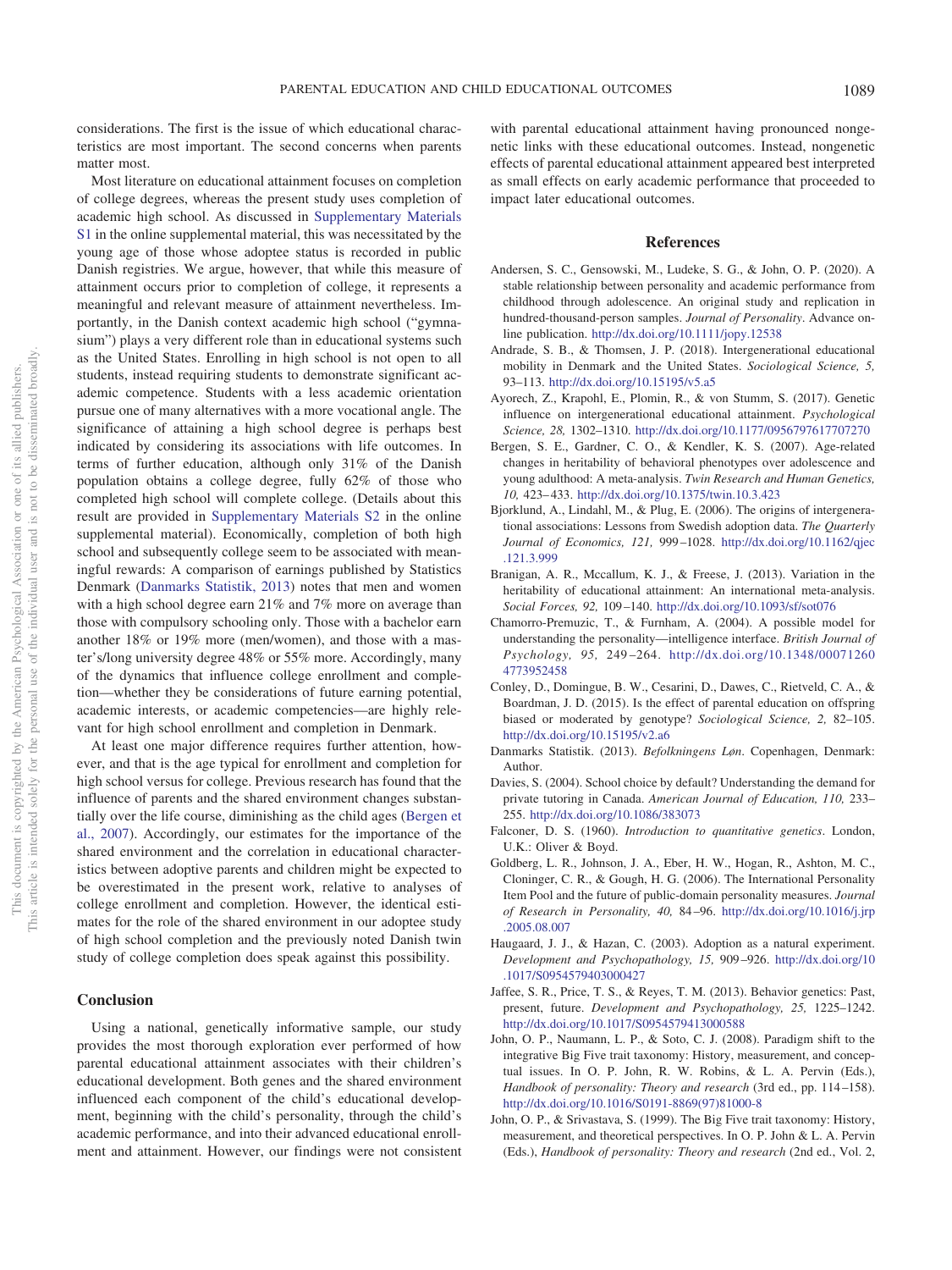considerations. The first is the issue of which educational characteristics are most important. The second concerns when parents matter most.

Most literature on educational attainment focuses on completion of college degrees, whereas the present study uses completion of academic high school. As discussed in Supplementary Materials S1 in the online supplemental material, this was necessitated by the young age of those whose adoptee status is recorded in public Danish registries. We argue, however, that while this measure of attainment occurs prior to completion of college, it represents a meaningful and relevant measure of attainment nevertheless. Importantly, in the Danish context academic high school ("gymnasium") plays a very different role than in educational systems such as the United States. Enrolling in high school is not open to all students, instead requiring students to demonstrate significant academic competence. Students with a less academic orientation pursue one of many alternatives with a more vocational angle. The significance of attaining a high school degree is perhaps best indicated by considering its associations with life outcomes. In terms of further education, although only 31% of the Danish population obtains a college degree, fully 62% of those who completed high school will complete college. (Details about this result are provided in Supplementary Materials S2 in the online supplemental material). Economically, completion of both high school and subsequently college seem to be associated with meaningful rewards: A comparison of earnings published by Statistics Denmark (Danmarks Statistik, 2013) notes that men and women with a high school degree earn 21% and 7% more on average than those with compulsory schooling only. Those with a bachelor earn another 18% or 19% more (men/women), and those with a master's/long university degree 48% or 55% more. Accordingly, many of the dynamics that influence college enrollment and completion—whether they be considerations of future earning potential, academic interests, or academic competencies—are highly relevant for high school enrollment and completion in Denmark.

At least one major difference requires further attention, however, and that is the age typical for enrollment and completion for high school versus for college. Previous research has found that the influence of parents and the shared environment changes substantially over the life course, diminishing as the child ages (Bergen et al., 2007). Accordingly, our estimates for the importance of the shared environment and the correlation in educational characteristics between adoptive parents and children might be expected to be overestimated in the present work, relative to analyses of college enrollment and completion. However, the identical estimates for the role of the shared environment in our adoptee study of high school completion and the previously noted Danish twin study of college completion does speak against this possibility.

## Conclusion

Using a national, genetically informative sample, our study provides the most thorough exploration ever performed of how parental educational attainment associates with their children's educational development. Both genes and the shared environment influenced each component of the child's educational development, beginning with the child's personality, through the child's academic performance, and into their advanced educational enrollment and attainment. However, our findings were not consistent with parental educational attainment having pronounced nongenetic links with these educational outcomes. Instead, nongenetic effects of parental educational attainment appeared best interpreted as small effects on early academic performance that proceeded to impact later educational outcomes.

## References

Andersen, S. C., Gensowski, M., Ludeke, S. G., & John, O. P. (2020). A stable relationship between personality and academic performance from childhood through adolescence. An original study and replication in hundred-thousand-person samples. *Journal of Personality*. Advance online publication. http://dx.doi.org/10.1111/jopy.12538

Andrade, S. B., & Thomsen, J. P. (2018). Intergenerational educational mobility in Denmark and the United States. *Sociological Science, 5,* 93–113. http://dx.doi.org/10.15195/v5.a5

Ayorech, Z., Krapohl, E., Plomin, R., & von Stumm, S. (2017). Genetic influence on intergenerational educational attainment. *Psychological Science, 28,* 1302–1310. http://dx.doi.org/10.1177/0956797617707270

Bergen, S. E., Gardner, C. O., & Kendler, K. S. (2007). Age-related changes in heritability of behavioral phenotypes over adolescence and young adulthood: A meta-analysis. *Twin Research and Human Genetics, 10,* 423–433. http://dx.doi.org/10.1375/twin.10.3.423

Bjorklund, A., Lindahl, M., & Plug, E. (2006). The origins of intergenerational associations: Lessons from Swedish adoption data. *The Quarterly Journal of Economics, 121,* 999–1028. http://dx.doi.org/10.1162/qjec.121.3.999

Branigan, A. R., Mccallum, K. J., & Freese, J. (2013). Variation in the heritability of educational attainment: An international meta-analysis. *Social Forces, 92,* 109–140. http://dx.doi.org/10.1093/sf/sot076

Chamorro-Premuzic, T., & Furnham, A. (2004). A possible model for understanding the personality—intelligence interface. *British Journal of Psychology, 95,* 249–264. http://dx.doi.org/10.1348/000712604773952458

Conley, D., Domingue, B. W., Cesarini, D., Dawes, C., Rietveld, C. A., & Boardman, J. D. (2015). Is the effect of parental education on offspring biased or moderated by genotype? *Sociological Science, 2,* 82–105. http://dx.doi.org/10.15195/v2.a6

Danmarks Statistik. (2013). *Befolkningens Løn*. Copenhagen, Denmark: Author.

Davies, S. (2004). School choice by default? Understanding the demand for private tutoring in Canada. *American Journal of Education, 110,* 233–255. http://dx.doi.org/10.1086/383073

Falconer, D. S. (1960). *Introduction to quantitative genetics*. London, U.K.: Oliver & Boyd.

Goldberg, L. R., Johnson, J. A., Eber, H. W., Hogan, R., Ashton, M. C., Cloninger, C. R., & Gough, H. G. (2006). The International Personality Item Pool and the future of public-domain personality measures. *Journal of Research in Personality, 40,* 84–96. http://dx.doi.org/10.1016/j.jrp.2005.08.007

Haugaard, J. J., & Hazan, C. (2003). Adoption as a natural experiment. *Development and Psychopathology, 15,* 909–926. http://dx.doi.org/10.1017/S0954579403000427

Jaffee, S. R., Price, T. S., & Reyes, T. M. (2013). Behavior genetics: Past, present, future. *Development and Psychopathology, 25,* 1225–1242. http://dx.doi.org/10.1017/S0954579413000588

John, O. P., Naumann, L. P., & Soto, C. J. (2008). Paradigm shift to the integrative Big Five trait taxonomy: History, measurement, and conceptual issues. In O. P. John, R. W. Robins, & L. A. Pervin (Eds.), *Handbook of personality: Theory and research* (3rd ed., pp. 114–158). http://dx.doi.org/10.1016/S0191-8869(97)81000-8

John, O. P., & Srivastava, S. (1999). The Big Five trait taxonomy: History, measurement, and theoretical perspectives. In O. P. John & L. A. Pervin (Eds.), *Handbook of personality: Theory and research* (2nd ed., Vol. 2,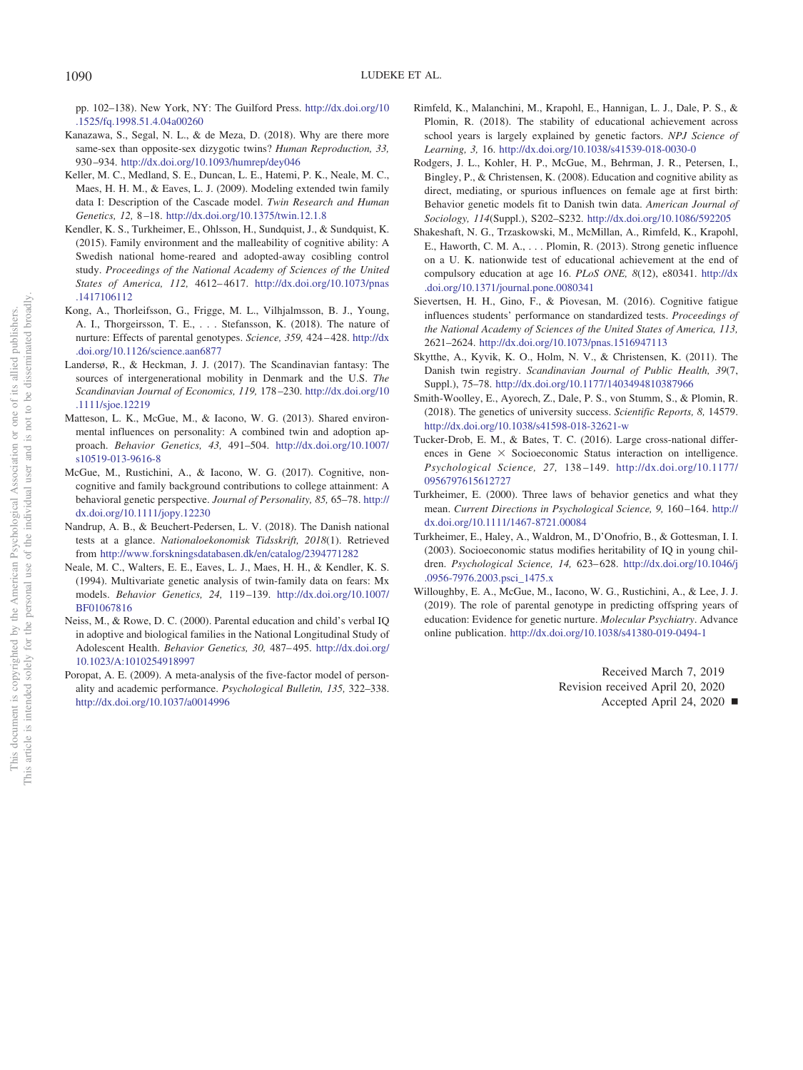pp. 102–138). New York, NY: The Guilford Press. http://dx.doi.org/10.1525/fq.1998.51.4.04a00260

Kanazawa, S., Segal, N. L., & de Meza, D. (2018). Why are there more same-sex than opposite-sex dizygotic twins? *Human Reproduction, 33,* 930–934. http://dx.doi.org/10.1093/humrep/dey046

Keller, M. C., Medland, S. E., Duncan, L. E., Hatemi, P. K., Neale, M. C., Maes, H. H. M., & Eaves, L. J. (2009). Modeling extended twin family data I: Description of the Cascade model. *Twin Research and Human Genetics, 12,* 8–18. http://dx.doi.org/10.1375/twin.12.1.8

Kendler, K. S., Turkheimer, E., Ohlsson, H., Sundquist, J., & Sundquist, K. (2015). Family environment and the malleability of cognitive ability: A Swedish national home-reared and adopted-away cosibling control study. *Proceedings of the National Academy of Sciences of the United States of America, 112,* 4612–4617. http://dx.doi.org/10.1073/pnas.1417106112

Kong, A., Thorleifsson, G., Frigge, M. L., Vilhjalmsson, B. J., Young, A. I., Thorgeirsson, T. E., . . . Stefansson, K. (2018). The nature of nurture: Effects of parental genotypes. *Science, 359,* 424–428. http://dx.doi.org/10.1126/science.aan6877

Landersø, R., & Heckman, J. J. (2017). The Scandinavian fantasy: The sources of intergenerational mobility in Denmark and the U.S. *The Scandinavian Journal of Economics, 119,* 178–230. http://dx.doi.org/10.1111/sjoe.12219

Matteson, L. K., McGue, M., & Iacono, W. G. (2013). Shared environmental influences on personality: A combined twin and adoption approach. *Behavior Genetics, 43,* 491–504. http://dx.doi.org/10.1007/s10519-013-9616-8

McGue, M., Rustichini, A., & Iacono, W. G. (2017). Cognitive, noncognitive and family background contributions to college attainment: A behavioral genetic perspective. *Journal of Personality, 85,* 65–78. http://dx.doi.org/10.1111/jopy.12230

Nandrup, A. B., & Beuchert-Pedersen, L. V. (2018). The Danish national tests at a glance. *Nationaloekonomisk Tidsskrift, 2018*(1). Retrieved from http://www.forskningsdatabasen.dk/en/catalog/2394771282

Neale, M. C., Walters, E. E., Eaves, L. J., Maes, H. H., & Kendler, K. S. (1994). Multivariate genetic analysis of twin-family data on fears: Mx models. *Behavior Genetics, 24,* 119–139. http://dx.doi.org/10.1007/BF01067816

Neiss, M., & Rowe, D. C. (2000). Parental education and child's verbal IQ in adoptive and biological families in the National Longitudinal Study of Adolescent Health. *Behavior Genetics, 30,* 487–495. http://dx.doi.org/10.1023/A:1010254918997

Poropat, A. E. (2009). A meta-analysis of the five-factor model of personality and academic performance. *Psychological Bulletin, 135,* 322–338. http://dx.doi.org/10.1037/a0014996

Rimfeld, K., Malanchini, M., Krapohl, E., Hannigan, L. J., Dale, P. S., & Plomin, R. (2018). The stability of educational achievement across school years is largely explained by genetic factors. *NPJ Science of Learning, 3,* 16. http://dx.doi.org/10.1038/s41539-018-0030-0

Rodgers, J. L., Kohler, H. P., McGue, M., Behrman, J. R., Petersen, I., Bingley, P., & Christensen, K. (2008). Education and cognitive ability as direct, mediating, or spurious influences on female age at first birth: Behavior genetic models fit to Danish twin data. *American Journal of Sociology, 114*(Suppl.), S202–S232. http://dx.doi.org/10.1086/592205

Shakeshaft, N. G., Trzaskowski, M., McMillan, A., Rimfeld, K., Krapohl, E., Haworth, C. M. A., . . . Plomin, R. (2013). Strong genetic influence on a U. K. nationwide test of educational achievement at the end of compulsory education at age 16. *PLoS ONE, 8*(12), e80341. http://dx.doi.org/10.1371/journal.pone.0080341

Sievertsen, H. H., Gino, F., & Piovesan, M. (2016). Cognitive fatigue influences students' performance on standardized tests. *Proceedings of the National Academy of Sciences of the United States of America, 113,* 2621–2624. http://dx.doi.org/10.1073/pnas.1516947113

Skytthe, A., Kyvik, K. O., Holm, N. V., & Christensen, K. (2011). The Danish twin registry. *Scandinavian Journal of Public Health, 39*(7, Suppl.), 75–78. http://dx.doi.org/10.1177/1403494810387966

Smith-Woolley, E., Ayorech, Z., Dale, P. S., von Stumm, S., & Plomin, R. (2018). The genetics of university success. *Scientific Reports, 8,* 14579. http://dx.doi.org/10.1038/s41598-018-32621-w

Tucker-Drob, E. M., & Bates, T. C. (2016). Large cross-national differences in Gene × Socioeconomic Status interaction on intelligence. *Psychological Science, 27,* 138–149. http://dx.doi.org/10.1177/0956797615612727

Turkheimer, E. (2000). Three laws of behavior genetics and what they mean. *Current Directions in Psychological Science, 9,* 160–164. http://dx.doi.org/10.1111/1467-8721.00084

Turkheimer, E., Haley, A., Waldron, M., D'Onofrio, B., & Gottesman, I. I. (2003). Socioeconomic status modifies heritability of IQ in young children. *Psychological Science, 14,* 623–628. http://dx.doi.org/10.1046/j.0956-7976.2003.psci_1475.x

Willoughby, E. A., McGue, M., Iacono, W. G., Rustichini, A., & Lee, J. J. (2019). The role of parental genotype in predicting offspring years of education: Evidence for genetic nurture. *Molecular Psychiatry*. Advance online publication. http://dx.doi.org/10.1038/s41380-019-0494-1

Received March 7, 2019
Revision received April 20, 2020
Accepted April 24, 2020 ■